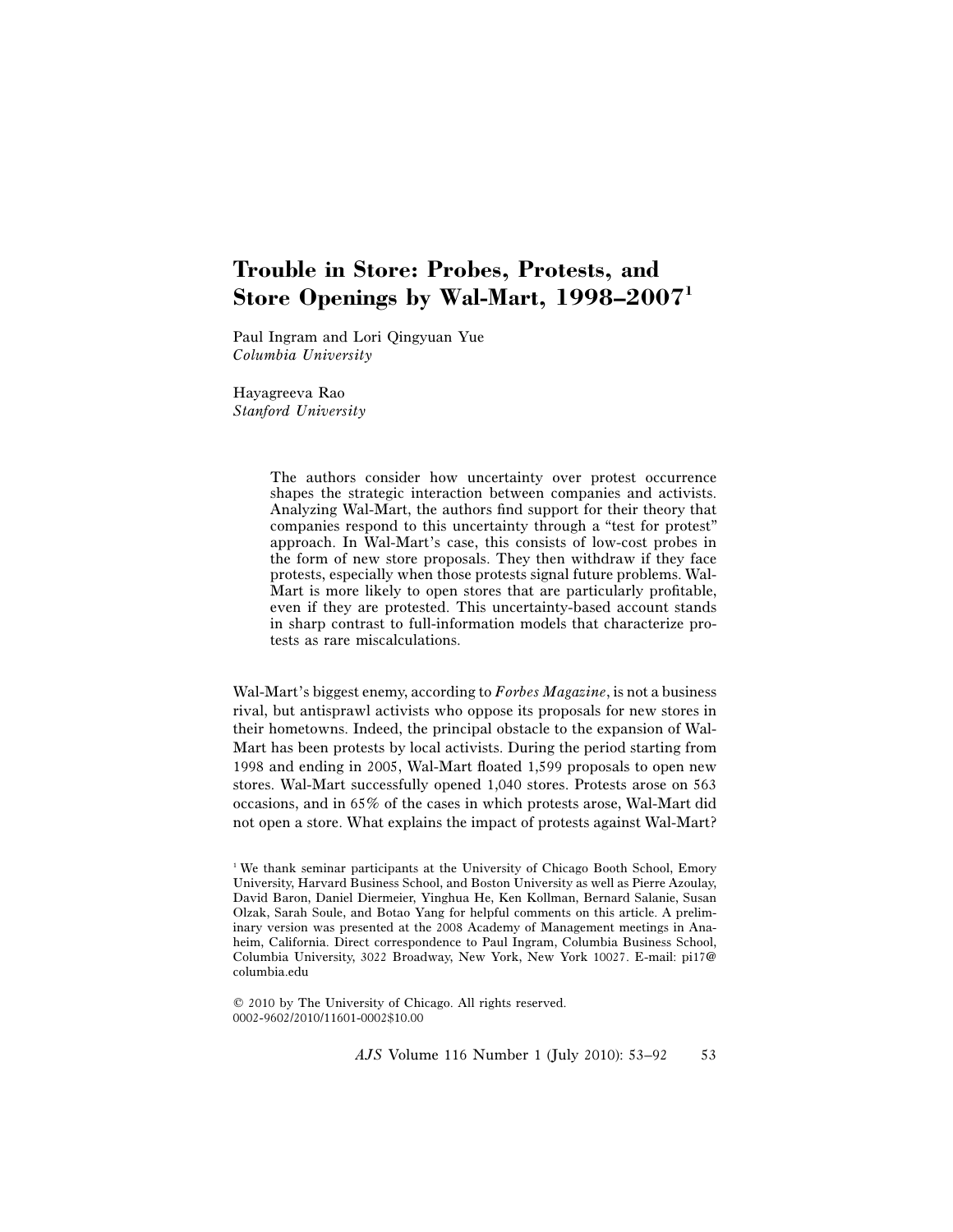# Trouble in Store: Probes, Protests, and Store Openings by Wal-Mart, 1998–2007[1]

Paul Ingram and Lori Qingyuan Yue
*Columbia University*

Hayagreeva Rao
*Stanford University*

> The authors consider how uncertainty over protest occurrence shapes the strategic interaction between companies and activists. Analyzing Wal-Mart, the authors find support for their theory that companies respond to this uncertainty through a "test for protest" approach. In Wal-Mart's case, this consists of low-cost probes in the form of new store proposals. They then withdraw if they face protests, especially when those protests signal future problems. Wal-Mart is more likely to open stores that are particularly profitable, even if they are protested. This uncertainty-based account stands in sharp contrast to full-information models that characterize protests as rare miscalculations.

Wal-Mart's biggest enemy, according to *Forbes Magazine*, is not a business rival, but antisprawl activists who oppose its proposals for new stores in their hometowns. Indeed, the principal obstacle to the expansion of Wal-Mart has been protests by local activists. During the period starting from 1998 and ending in 2005, Wal-Mart floated 1,599 proposals to open new stores. Wal-Mart successfully opened 1,040 stores. Protests arose on 563 occasions, and in 65% of the cases in which protests arose, Wal-Mart did not open a store. What explains the impact of protests against Wal-Mart?

[1] We thank seminar participants at the University of Chicago Booth School, Emory University, Harvard Business School, and Boston University as well as Pierre Azoulay, David Baron, Daniel Diermeier, Yinghua He, Ken Kollman, Bernard Salanie, Susan Olzak, Sarah Soule, and Botao Yang for helpful comments on this article. A preliminary version was presented at the 2008 Academy of Management meetings in Anaheim, California. Direct correspondence to Paul Ingram, Columbia Business School, Columbia University, 3022 Broadway, New York, New York 10027. E-mail: pi17@columbia.edu

© 2010 by The University of Chicago. All rights reserved.
0002-9602/2010/11601-0002$10.00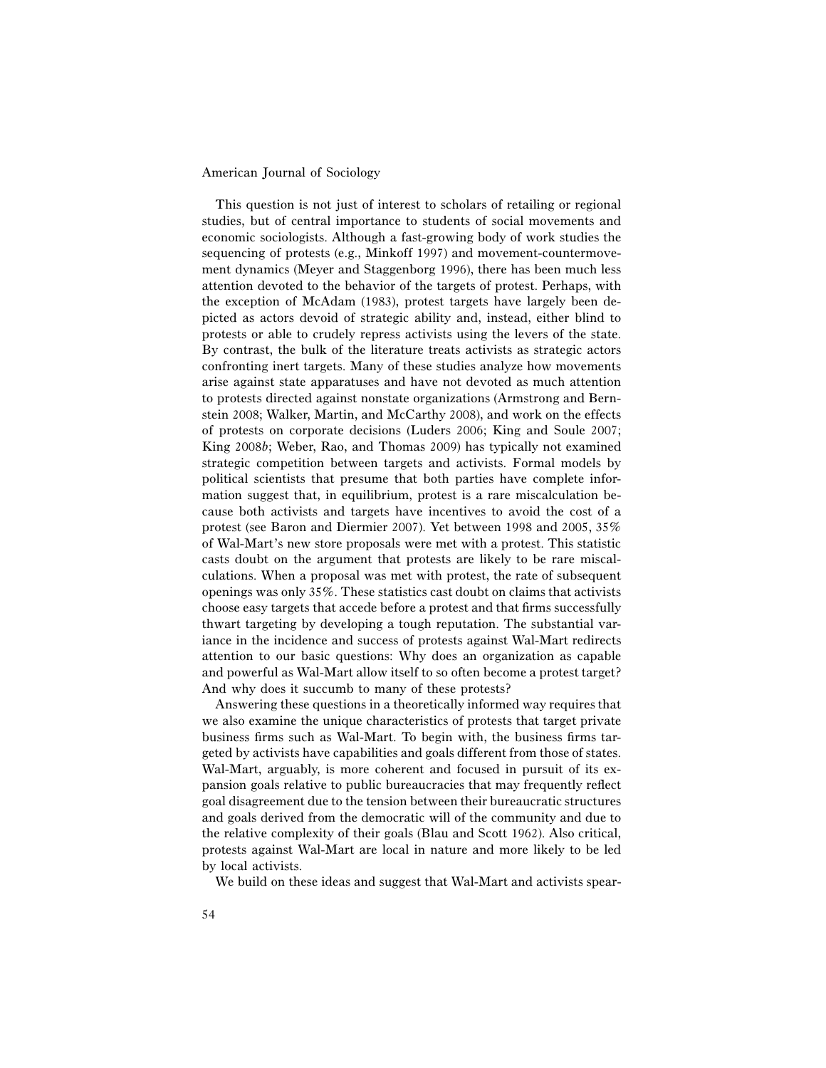This question is not just of interest to scholars of retailing or regional studies, but of central importance to students of social movements and economic sociologists. Although a fast-growing body of work studies the sequencing of protests (e.g., Minkoff 1997) and movement-countermovement dynamics (Meyer and Staggenborg 1996), there has been much less attention devoted to the behavior of the targets of protest. Perhaps, with the exception of McAdam (1983), protest targets have largely been depicted as actors devoid of strategic ability and, instead, either blind to protests or able to crudely repress activists using the levers of the state. By contrast, the bulk of the literature treats activists as strategic actors confronting inert targets. Many of these studies analyze how movements arise against state apparatuses and have not devoted as much attention to protests directed against nonstate organizations (Armstrong and Bernstein 2008; Walker, Martin, and McCarthy 2008), and work on the effects of protests on corporate decisions (Luders 2006; King and Soule 2007; King 2008*b*; Weber, Rao, and Thomas 2009) has typically not examined strategic competition between targets and activists. Formal models by political scientists that presume that both parties have complete information suggest that, in equilibrium, protest is a rare miscalculation because both activists and targets have incentives to avoid the cost of a protest (see Baron and Diermier 2007). Yet between 1998 and 2005, 35% of Wal-Mart's new store proposals were met with a protest. This statistic casts doubt on the argument that protests are likely to be rare miscalculations. When a proposal was met with protest, the rate of subsequent openings was only 35%. These statistics cast doubt on claims that activists choose easy targets that accede before a protest and that firms successfully thwart targeting by developing a tough reputation. The substantial variance in the incidence and success of protests against Wal-Mart redirects attention to our basic questions: Why does an organization as capable and powerful as Wal-Mart allow itself to so often become a protest target? And why does it succumb to many of these protests?

Answering these questions in a theoretically informed way requires that we also examine the unique characteristics of protests that target private business firms such as Wal-Mart. To begin with, the business firms targeted by activists have capabilities and goals different from those of states. Wal-Mart, arguably, is more coherent and focused in pursuit of its expansion goals relative to public bureaucracies that may frequently reflect goal disagreement due to the tension between their bureaucratic structures and goals derived from the democratic will of the community and due to the relative complexity of their goals (Blau and Scott 1962). Also critical, protests against Wal-Mart are local in nature and more likely to be led by local activists.

We build on these ideas and suggest that Wal-Mart and activists spear-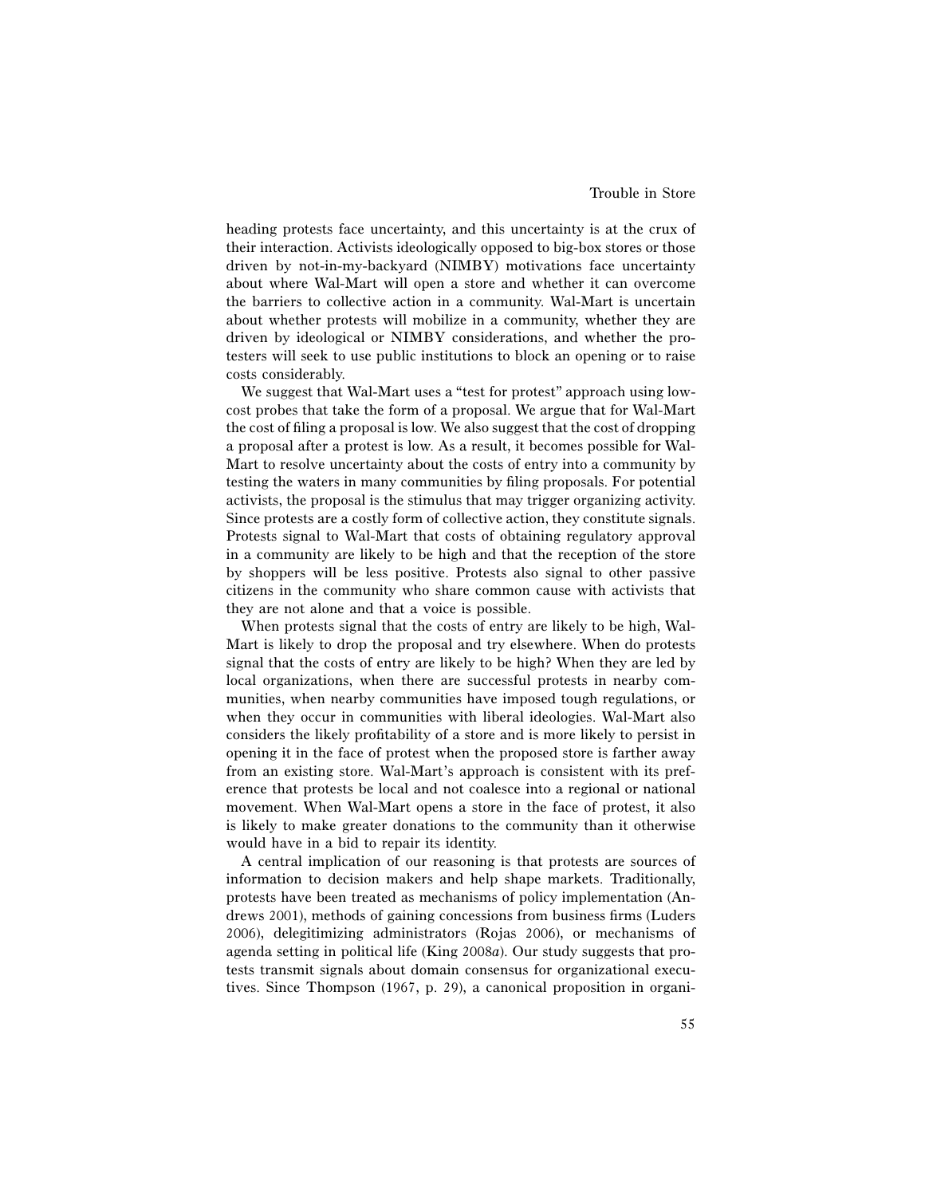heading protests face uncertainty, and this uncertainty is at the crux of their interaction. Activists ideologically opposed to big-box stores or those driven by not-in-my-backyard (NIMBY) motivations face uncertainty about where Wal-Mart will open a store and whether it can overcome the barriers to collective action in a community. Wal-Mart is uncertain about whether protests will mobilize in a community, whether they are driven by ideological or NIMBY considerations, and whether the protesters will seek to use public institutions to block an opening or to raise costs considerably.

We suggest that Wal-Mart uses a "test for protest" approach using low-cost probes that take the form of a proposal. We argue that for Wal-Mart the cost of filing a proposal is low. We also suggest that the cost of dropping a proposal after a protest is low. As a result, it becomes possible for Wal-Mart to resolve uncertainty about the costs of entry into a community by testing the waters in many communities by filing proposals. For potential activists, the proposal is the stimulus that may trigger organizing activity. Since protests are a costly form of collective action, they constitute signals. Protests signal to Wal-Mart that costs of obtaining regulatory approval in a community are likely to be high and that the reception of the store by shoppers will be less positive. Protests also signal to other passive citizens in the community who share common cause with activists that they are not alone and that a voice is possible.

When protests signal that the costs of entry are likely to be high, Wal-Mart is likely to drop the proposal and try elsewhere. When do protests signal that the costs of entry are likely to be high? When they are led by local organizations, when there are successful protests in nearby communities, when nearby communities have imposed tough regulations, or when they occur in communities with liberal ideologies. Wal-Mart also considers the likely profitability of a store and is more likely to persist in opening it in the face of protest when the proposed store is farther away from an existing store. Wal-Mart's approach is consistent with its preference that protests be local and not coalesce into a regional or national movement. When Wal-Mart opens a store in the face of protest, it also is likely to make greater donations to the community than it otherwise would have in a bid to repair its identity.

A central implication of our reasoning is that protests are sources of information to decision makers and help shape markets. Traditionally, protests have been treated as mechanisms of policy implementation (Andrews 2001), methods of gaining concessions from business firms (Luders 2006), delegitimizing administrators (Rojas 2006), or mechanisms of agenda setting in political life (King 2008*a*). Our study suggests that protests transmit signals about domain consensus for organizational executives. Since Thompson (1967, p. 29), a canonical proposition in organi-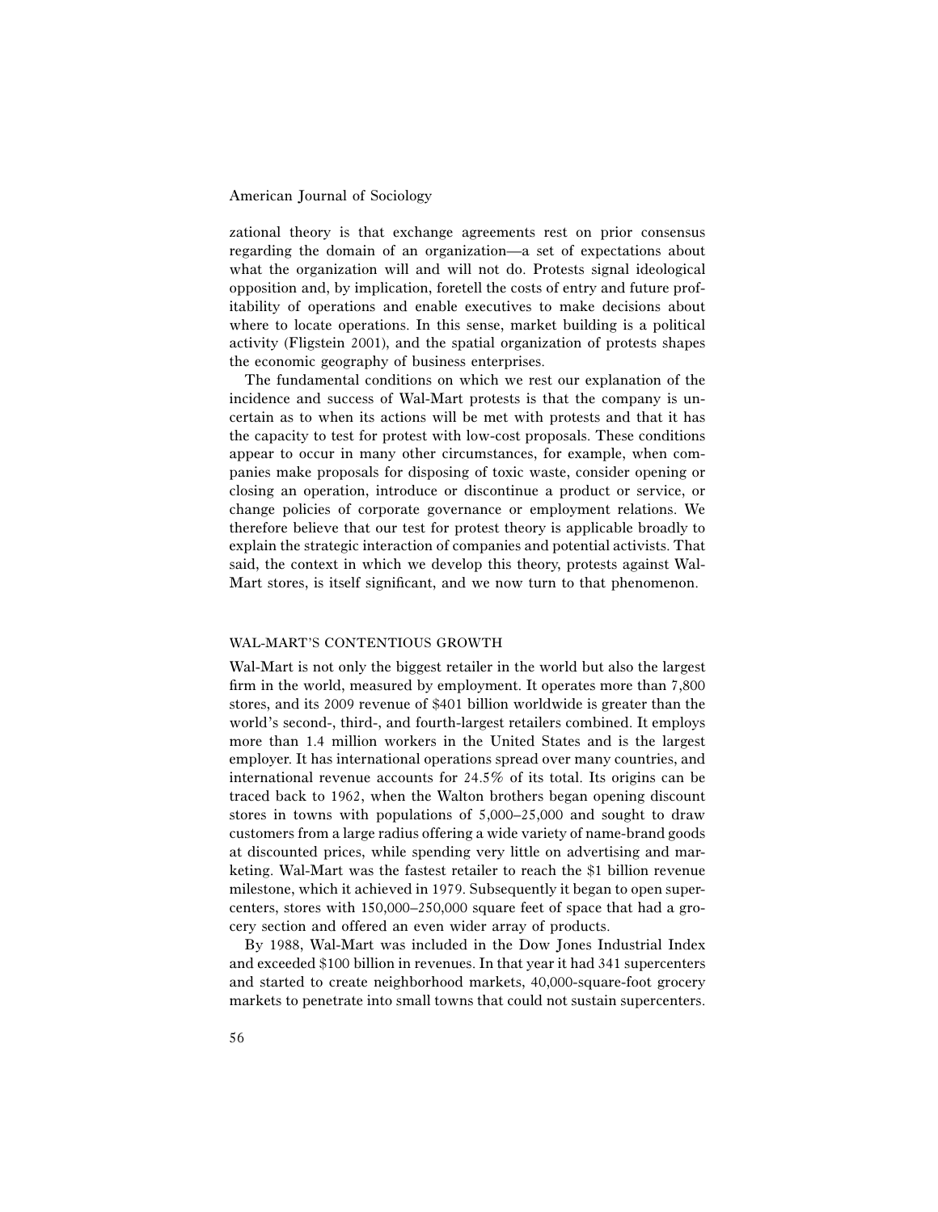zational theory is that exchange agreements rest on prior consensus regarding the domain of an organization—a set of expectations about what the organization will and will not do. Protests signal ideological opposition and, by implication, foretell the costs of entry and future profitability of operations and enable executives to make decisions about where to locate operations. In this sense, market building is a political activity (Fligstein 2001), and the spatial organization of protests shapes the economic geography of business enterprises.

The fundamental conditions on which we rest our explanation of the incidence and success of Wal-Mart protests is that the company is uncertain as to when its actions will be met with protests and that it has the capacity to test for protest with low-cost proposals. These conditions appear to occur in many other circumstances, for example, when companies make proposals for disposing of toxic waste, consider opening or closing an operation, introduce or discontinue a product or service, or change policies of corporate governance or employment relations. We therefore believe that our test for protest theory is applicable broadly to explain the strategic interaction of companies and potential activists. That said, the context in which we develop this theory, protests against Wal-Mart stores, is itself significant, and we now turn to that phenomenon.

## WAL-MART'S CONTENTIOUS GROWTH

Wal-Mart is not only the biggest retailer in the world but also the largest firm in the world, measured by employment. It operates more than 7,800 stores, and its 2009 revenue of $401 billion worldwide is greater than the world's second-, third-, and fourth-largest retailers combined. It employs more than 1.4 million workers in the United States and is the largest employer. It has international operations spread over many countries, and international revenue accounts for 24.5% of its total. Its origins can be traced back to 1962, when the Walton brothers began opening discount stores in towns with populations of 5,000–25,000 and sought to draw customers from a large radius offering a wide variety of name-brand goods at discounted prices, while spending very little on advertising and marketing. Wal-Mart was the fastest retailer to reach the $1 billion revenue milestone, which it achieved in 1979. Subsequently it began to open supercenters, stores with 150,000–250,000 square feet of space that had a grocery section and offered an even wider array of products.

By 1988, Wal-Mart was included in the Dow Jones Industrial Index and exceeded $100 billion in revenues. In that year it had 341 supercenters and started to create neighborhood markets, 40,000-square-foot grocery markets to penetrate into small towns that could not sustain supercenters.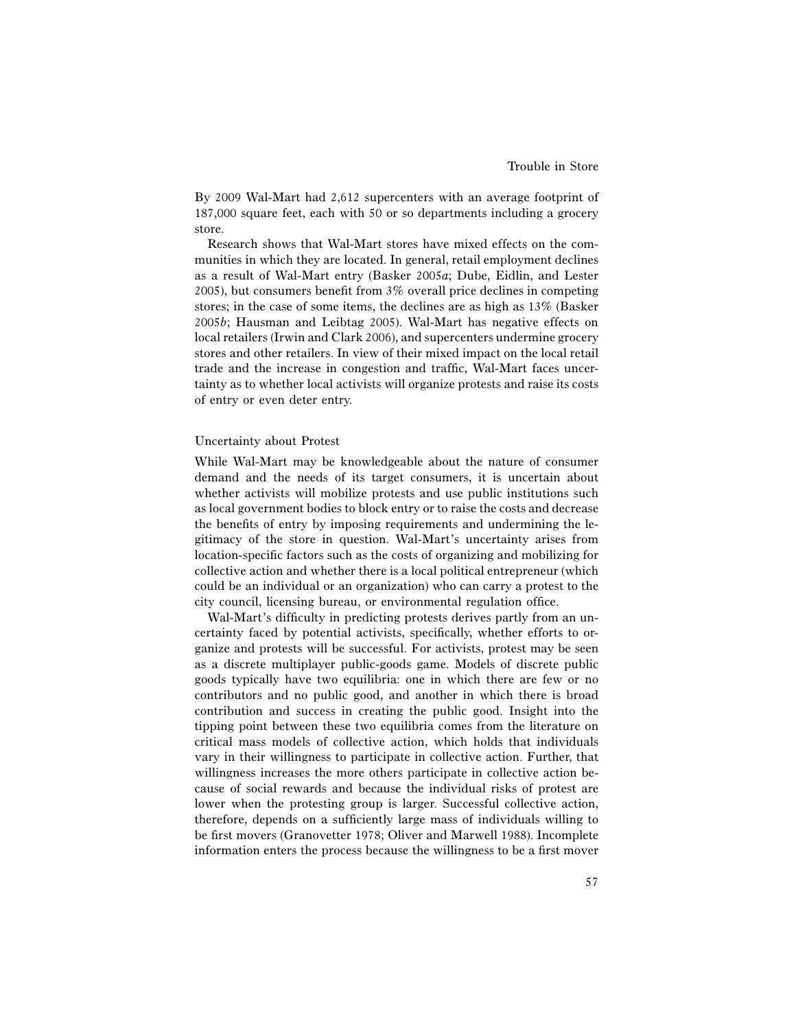By 2009 Wal-Mart had 2,612 supercenters with an average footprint of 187,000 square feet, each with 50 or so departments including a grocery store.

Research shows that Wal-Mart stores have mixed effects on the communities in which they are located. In general, retail employment declines as a result of Wal-Mart entry (Basker 2005*a*; Dube, Eidlin, and Lester 2005), but consumers benefit from 3% overall price declines in competing stores; in the case of some items, the declines are as high as 13% (Basker 2005*b*; Hausman and Leibtag 2005). Wal-Mart has negative effects on local retailers (Irwin and Clark 2006), and supercenters undermine grocery stores and other retailers. In view of their mixed impact on the local retail trade and the increase in congestion and traffic, Wal-Mart faces uncertainty as to whether local activists will organize protests and raise its costs of entry or even deter entry.

### Uncertainty about Protest

While Wal-Mart may be knowledgeable about the nature of consumer demand and the needs of its target consumers, it is uncertain about whether activists will mobilize protests and use public institutions such as local government bodies to block entry or to raise the costs and decrease the benefits of entry by imposing requirements and undermining the legitimacy of the store in question. Wal-Mart's uncertainty arises from location-specific factors such as the costs of organizing and mobilizing for collective action and whether there is a local political entrepreneur (which could be an individual or an organization) who can carry a protest to the city council, licensing bureau, or environmental regulation office.

Wal-Mart's difficulty in predicting protests derives partly from an uncertainty faced by potential activists, specifically, whether efforts to organize and protests will be successful. For activists, protest may be seen as a discrete multiplayer public-goods game. Models of discrete public goods typically have two equilibria: one in which there are few or no contributors and no public good, and another in which there is broad contribution and success in creating the public good. Insight into the tipping point between these two equilibria comes from the literature on critical mass models of collective action, which holds that individuals vary in their willingness to participate in collective action. Further, that willingness increases the more others participate in collective action because of social rewards and because the individual risks of protest are lower when the protesting group is larger. Successful collective action, therefore, depends on a sufficiently large mass of individuals willing to be first movers (Granovetter 1978; Oliver and Marwell 1988). Incomplete information enters the process because the willingness to be a first mover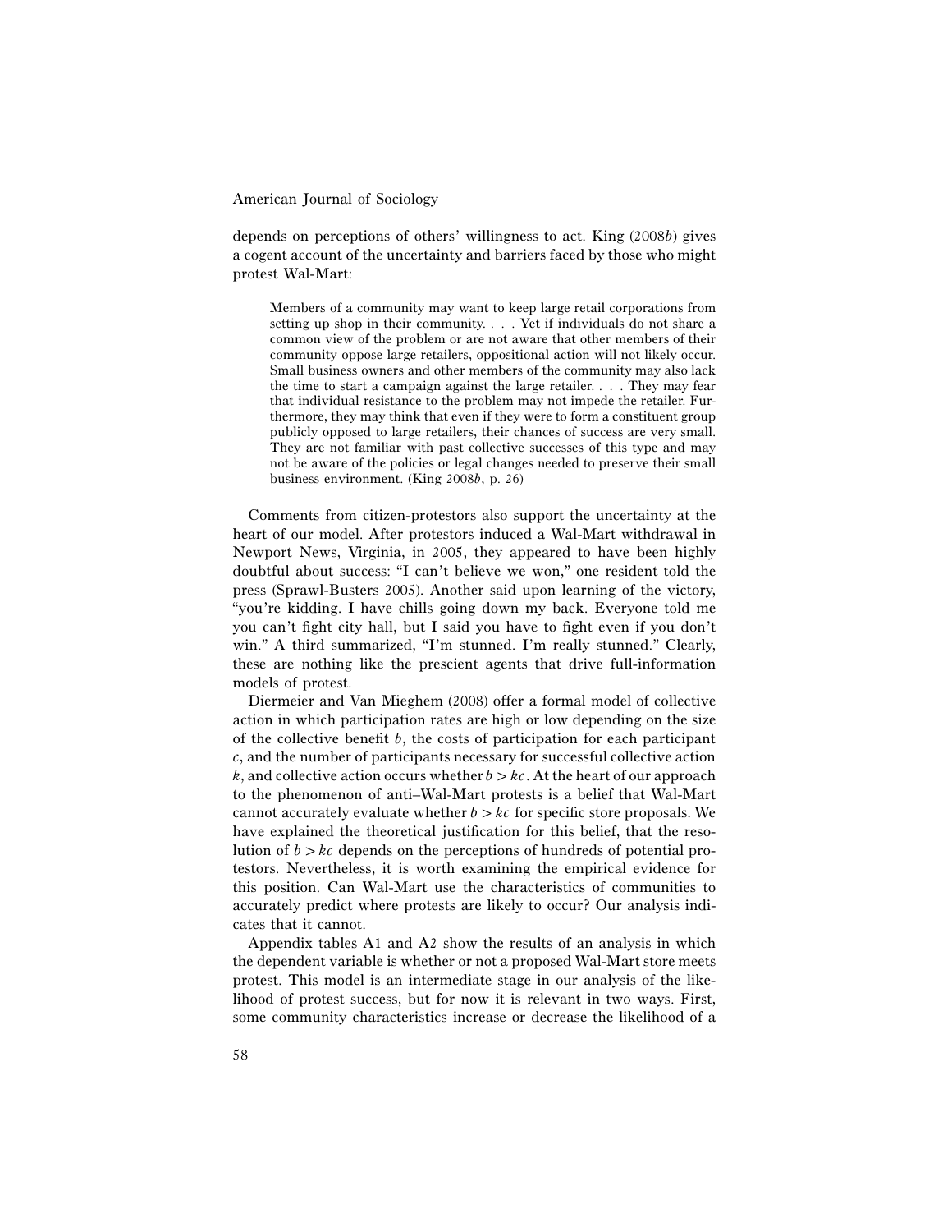depends on perceptions of others' willingness to act. King (2008*b*) gives a cogent account of the uncertainty and barriers faced by those who might protest Wal-Mart:

> Members of a community may want to keep large retail corporations from setting up shop in their community. . . . Yet if individuals do not share a common view of the problem or are not aware that other members of their community oppose large retailers, oppositional action will not likely occur. Small business owners and other members of the community may also lack the time to start a campaign against the large retailer. . . . They may fear that individual resistance to the problem may not impede the retailer. Furthermore, they may think that even if they were to form a constituent group publicly opposed to large retailers, their chances of success are very small. They are not familiar with past collective successes of this type and may not be aware of the policies or legal changes needed to preserve their small business environment. (King 2008*b*, p. 26)

Comments from citizen-protestors also support the uncertainty at the heart of our model. After protestors induced a Wal-Mart withdrawal in Newport News, Virginia, in 2005, they appeared to have been highly doubtful about success: "I can't believe we won," one resident told the press (Sprawl-Busters 2005). Another said upon learning of the victory, "you're kidding. I have chills going down my back. Everyone told me you can't fight city hall, but I said you have to fight even if you don't win." A third summarized, "I'm stunned. I'm really stunned." Clearly, these are nothing like the prescient agents that drive full-information models of protest.

Diermeier and Van Mieghem (2008) offer a formal model of collective action in which participation rates are high or low depending on the size of the collective benefit $b$, the costs of participation for each participant $c$, and the number of participants necessary for successful collective action $k$, and collective action occurs whether $b > kc$. At the heart of our approach to the phenomenon of anti–Wal-Mart protests is a belief that Wal-Mart cannot accurately evaluate whether $b > kc$ for specific store proposals. We have explained the theoretical justification for this belief, that the resolution of $b > kc$ depends on the perceptions of hundreds of potential protestors. Nevertheless, it is worth examining the empirical evidence for this position. Can Wal-Mart use the characteristics of communities to accurately predict where protests are likely to occur? Our analysis indicates that it cannot.

Appendix tables A1 and A2 show the results of an analysis in which the dependent variable is whether or not a proposed Wal-Mart store meets protest. This model is an intermediate stage in our analysis of the likelihood of protest success, but for now it is relevant in two ways. First, some community characteristics increase or decrease the likelihood of a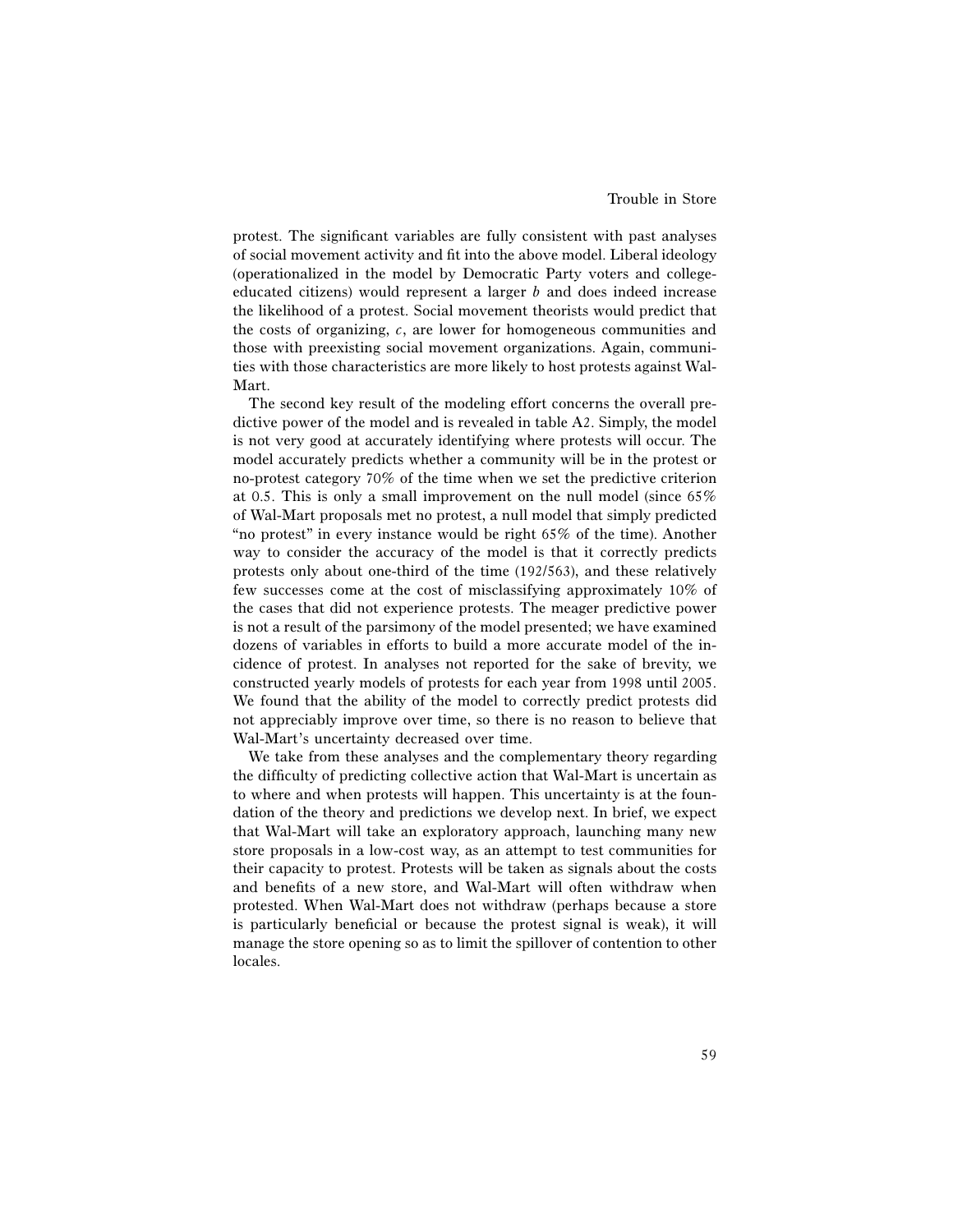protest. The significant variables are fully consistent with past analyses of social movement activity and fit into the above model. Liberal ideology (operationalized in the model by Democratic Party voters and college-educated citizens) would represent a larger $b$ and does indeed increase the likelihood of a protest. Social movement theorists would predict that the costs of organizing, $c$, are lower for homogeneous communities and those with preexisting social movement organizations. Again, communities with those characteristics are more likely to host protests against Wal-Mart.

The second key result of the modeling effort concerns the overall predictive power of the model and is revealed in table A2. Simply, the model is not very good at accurately identifying where protests will occur. The model accurately predicts whether a community will be in the protest or no-protest category 70% of the time when we set the predictive criterion at 0.5. This is only a small improvement on the null model (since 65% of Wal-Mart proposals met no protest, a null model that simply predicted "no protest" in every instance would be right 65% of the time). Another way to consider the accuracy of the model is that it correctly predicts protests only about one-third of the time (192/563), and these relatively few successes come at the cost of misclassifying approximately 10% of the cases that did not experience protests. The meager predictive power is not a result of the parsimony of the model presented; we have examined dozens of variables in efforts to build a more accurate model of the incidence of protest. In analyses not reported for the sake of brevity, we constructed yearly models of protests for each year from 1998 until 2005. We found that the ability of the model to correctly predict protests did not appreciably improve over time, so there is no reason to believe that Wal-Mart's uncertainty decreased over time.

We take from these analyses and the complementary theory regarding the difficulty of predicting collective action that Wal-Mart is uncertain as to where and when protests will happen. This uncertainty is at the foundation of the theory and predictions we develop next. In brief, we expect that Wal-Mart will take an exploratory approach, launching many new store proposals in a low-cost way, as an attempt to test communities for their capacity to protest. Protests will be taken as signals about the costs and benefits of a new store, and Wal-Mart will often withdraw when protested. When Wal-Mart does not withdraw (perhaps because a store is particularly beneficial or because the protest signal is weak), it will manage the store opening so as to limit the spillover of contention to other locales.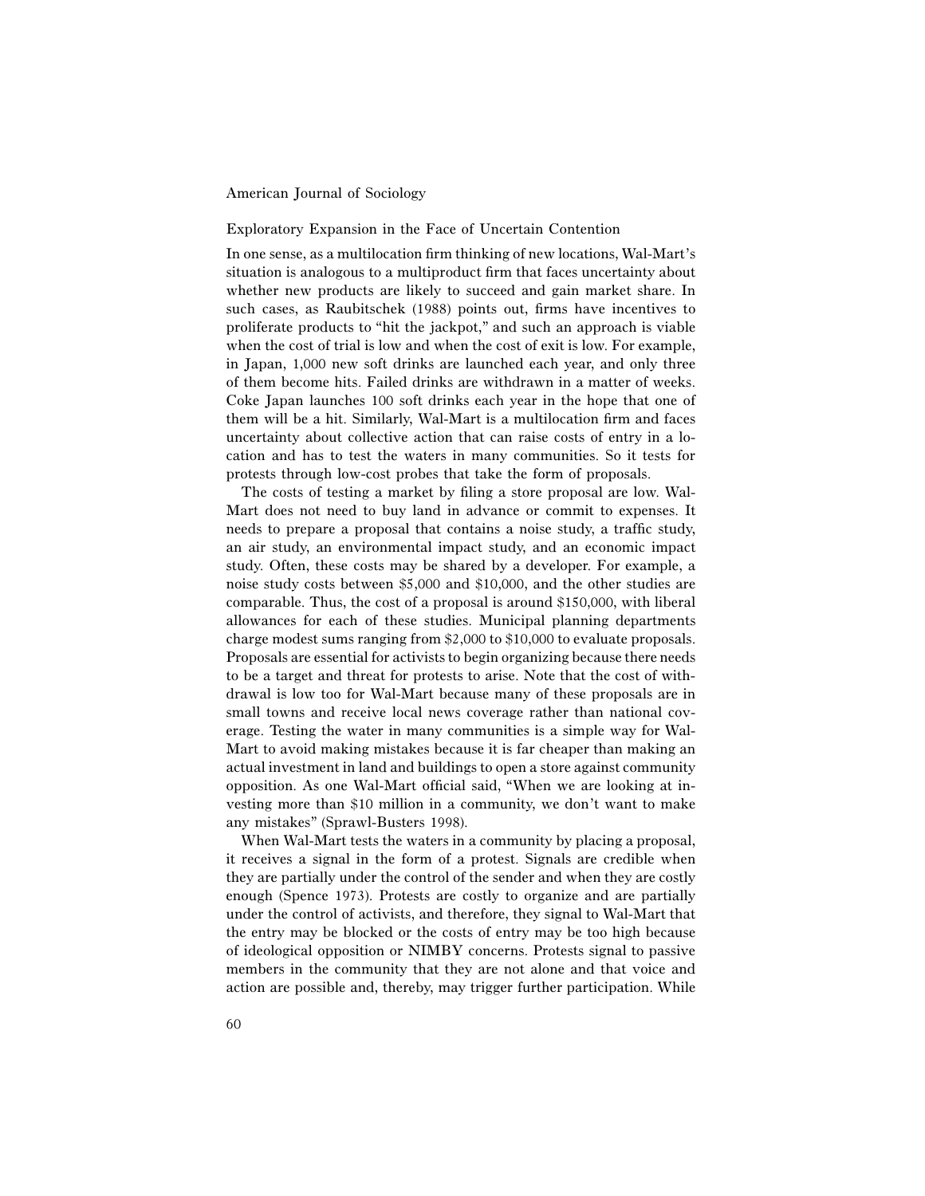### Exploratory Expansion in the Face of Uncertain Contention

In one sense, as a multilocation firm thinking of new locations, Wal-Mart's situation is analogous to a multiproduct firm that faces uncertainty about whether new products are likely to succeed and gain market share. In such cases, as Raubitschek (1988) points out, firms have incentives to proliferate products to "hit the jackpot," and such an approach is viable when the cost of trial is low and when the cost of exit is low. For example, in Japan, 1,000 new soft drinks are launched each year, and only three of them become hits. Failed drinks are withdrawn in a matter of weeks. Coke Japan launches 100 soft drinks each year in the hope that one of them will be a hit. Similarly, Wal-Mart is a multilocation firm and faces uncertainty about collective action that can raise costs of entry in a location and has to test the waters in many communities. So it tests for protests through low-cost probes that take the form of proposals.

The costs of testing a market by filing a store proposal are low. Wal-Mart does not need to buy land in advance or commit to expenses. It needs to prepare a proposal that contains a noise study, a traffic study, an air study, an environmental impact study, and an economic impact study. Often, these costs may be shared by a developer. For example, a noise study costs between $5,000 and $10,000, and the other studies are comparable. Thus, the cost of a proposal is around $150,000, with liberal allowances for each of these studies. Municipal planning departments charge modest sums ranging from $2,000 to $10,000 to evaluate proposals. Proposals are essential for activists to begin organizing because there needs to be a target and threat for protests to arise. Note that the cost of withdrawal is low too for Wal-Mart because many of these proposals are in small towns and receive local news coverage rather than national coverage. Testing the water in many communities is a simple way for Wal-Mart to avoid making mistakes because it is far cheaper than making an actual investment in land and buildings to open a store against community opposition. As one Wal-Mart official said, "When we are looking at investing more than $10 million in a community, we don't want to make any mistakes" (Sprawl-Busters 1998).

When Wal-Mart tests the waters in a community by placing a proposal, it receives a signal in the form of a protest. Signals are credible when they are partially under the control of the sender and when they are costly enough (Spence 1973). Protests are costly to organize and are partially under the control of activists, and therefore, they signal to Wal-Mart that the entry may be blocked or the costs of entry may be too high because of ideological opposition or NIMBY concerns. Protests signal to passive members in the community that they are not alone and that voice and action are possible and, thereby, may trigger further participation. While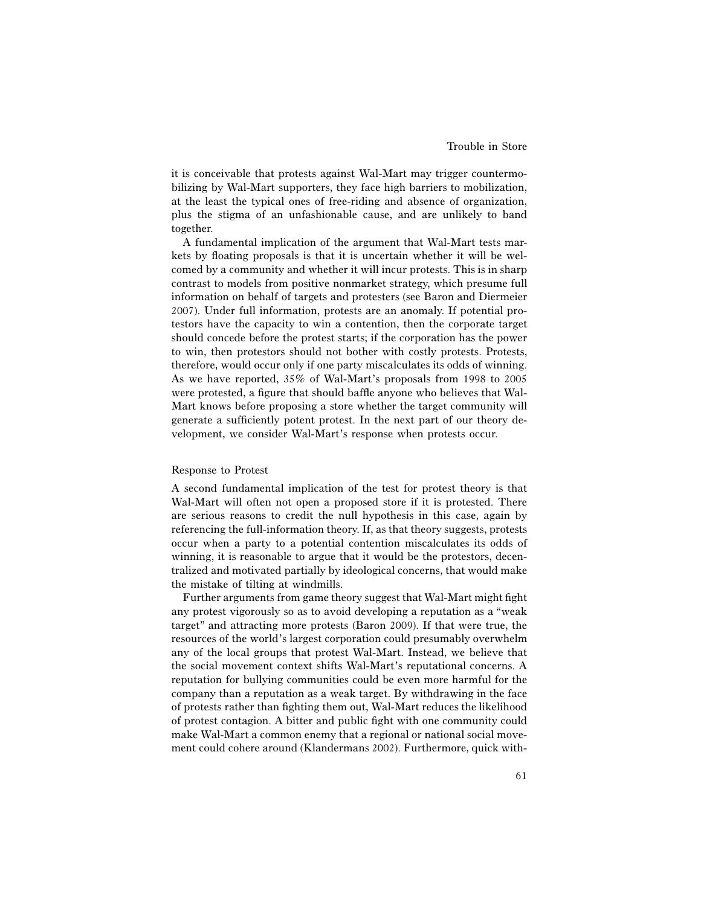it is conceivable that protests against Wal-Mart may trigger countermobilizing by Wal-Mart supporters, they face high barriers to mobilization, at the least the typical ones of free-riding and absence of organization, plus the stigma of an unfashionable cause, and are unlikely to band together.

A fundamental implication of the argument that Wal-Mart tests markets by floating proposals is that it is uncertain whether it will be welcomed by a community and whether it will incur protests. This is in sharp contrast to models from positive nonmarket strategy, which presume full information on behalf of targets and protesters (see Baron and Diermeier 2007). Under full information, protests are an anomaly. If potential protestors have the capacity to win a contention, then the corporate target should concede before the protest starts; if the corporation has the power to win, then protestors should not bother with costly protests. Protests, therefore, would occur only if one party miscalculates its odds of winning. As we have reported, 35% of Wal-Mart's proposals from 1998 to 2005 were protested, a figure that should baffle anyone who believes that Wal-Mart knows before proposing a store whether the target community will generate a sufficiently potent protest. In the next part of our theory development, we consider Wal-Mart's response when protests occur.

### Response to Protest

A second fundamental implication of the test for protest theory is that Wal-Mart will often not open a proposed store if it is protested. There are serious reasons to credit the null hypothesis in this case, again by referencing the full-information theory. If, as that theory suggests, protests occur when a party to a potential contention miscalculates its odds of winning, it is reasonable to argue that it would be the protestors, decentralized and motivated partially by ideological concerns, that would make the mistake of tilting at windmills.

Further arguments from game theory suggest that Wal-Mart might fight any protest vigorously so as to avoid developing a reputation as a "weak target" and attracting more protests (Baron 2009). If that were true, the resources of the world's largest corporation could presumably overwhelm any of the local groups that protest Wal-Mart. Instead, we believe that the social movement context shifts Wal-Mart's reputational concerns. A reputation for bullying communities could be even more harmful for the company than a reputation as a weak target. By withdrawing in the face of protests rather than fighting them out, Wal-Mart reduces the likelihood of protest contagion. A bitter and public fight with one community could make Wal-Mart a common enemy that a regional or national social movement could cohere around (Klandermans 2002). Furthermore, quick with-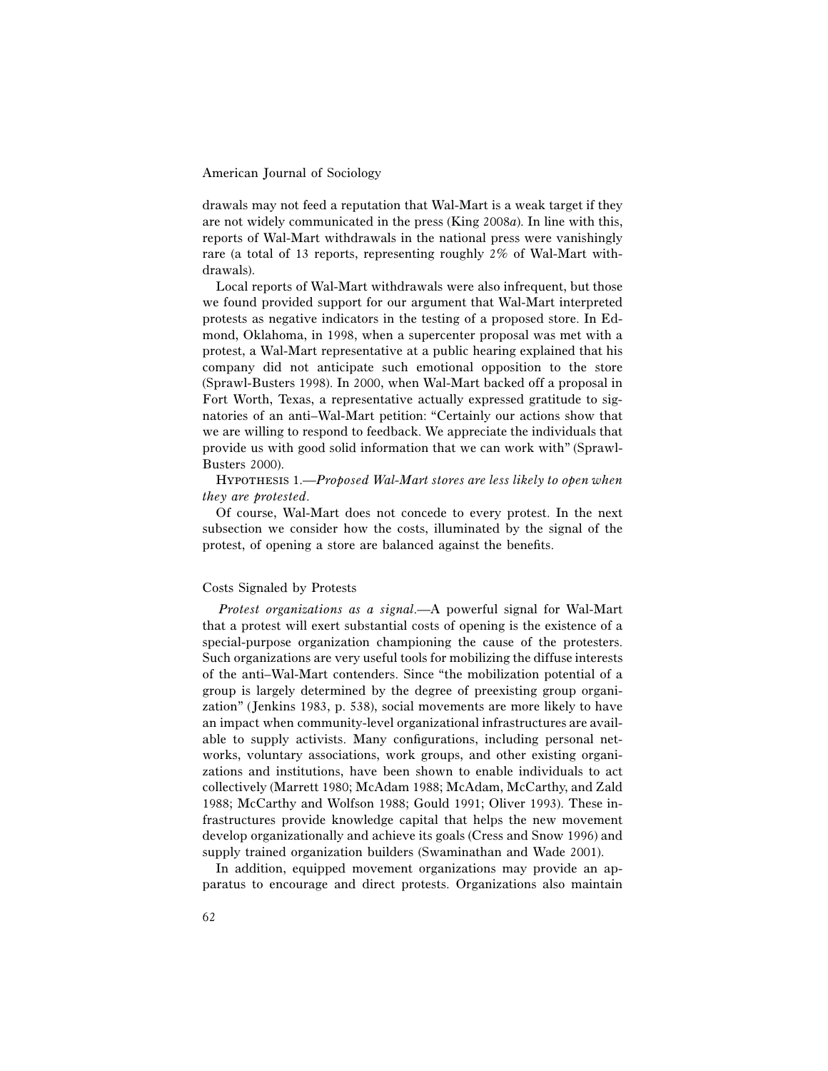drawals may not feed a reputation that Wal-Mart is a weak target if they are not widely communicated in the press (King 2008*a*). In line with this, reports of Wal-Mart withdrawals in the national press were vanishingly rare (a total of 13 reports, representing roughly 2% of Wal-Mart withdrawals).

Local reports of Wal-Mart withdrawals were also infrequent, but those we found provided support for our argument that Wal-Mart interpreted protests as negative indicators in the testing of a proposed store. In Edmond, Oklahoma, in 1998, when a supercenter proposal was met with a protest, a Wal-Mart representative at a public hearing explained that his company did not anticipate such emotional opposition to the store (Sprawl-Busters 1998). In 2000, when Wal-Mart backed off a proposal in Fort Worth, Texas, a representative actually expressed gratitude to signatories of an anti–Wal-Mart petition: "Certainly our actions show that we are willing to respond to feedback. We appreciate the individuals that provide us with good solid information that we can work with" (Sprawl-Busters 2000).

HYPOTHESIS 1.—*Proposed Wal-Mart stores are less likely to open when they are protested*.

Of course, Wal-Mart does not concede to every protest. In the next subsection we consider how the costs, illuminated by the signal of the protest, of opening a store are balanced against the benefits.

### Costs Signaled by Protests

*Protest organizations as a signal*.—A powerful signal for Wal-Mart that a protest will exert substantial costs of opening is the existence of a special-purpose organization championing the cause of the protesters. Such organizations are very useful tools for mobilizing the diffuse interests of the anti–Wal-Mart contenders. Since "the mobilization potential of a group is largely determined by the degree of preexisting group organization" (Jenkins 1983, p. 538), social movements are more likely to have an impact when community-level organizational infrastructures are available to supply activists. Many configurations, including personal networks, voluntary associations, work groups, and other existing organizations and institutions, have been shown to enable individuals to act collectively (Marrett 1980; McAdam 1988; McAdam, McCarthy, and Zald 1988; McCarthy and Wolfson 1988; Gould 1991; Oliver 1993). These infrastructures provide knowledge capital that helps the new movement develop organizationally and achieve its goals (Cress and Snow 1996) and supply trained organization builders (Swaminathan and Wade 2001).

In addition, equipped movement organizations may provide an apparatus to encourage and direct protests. Organizations also maintain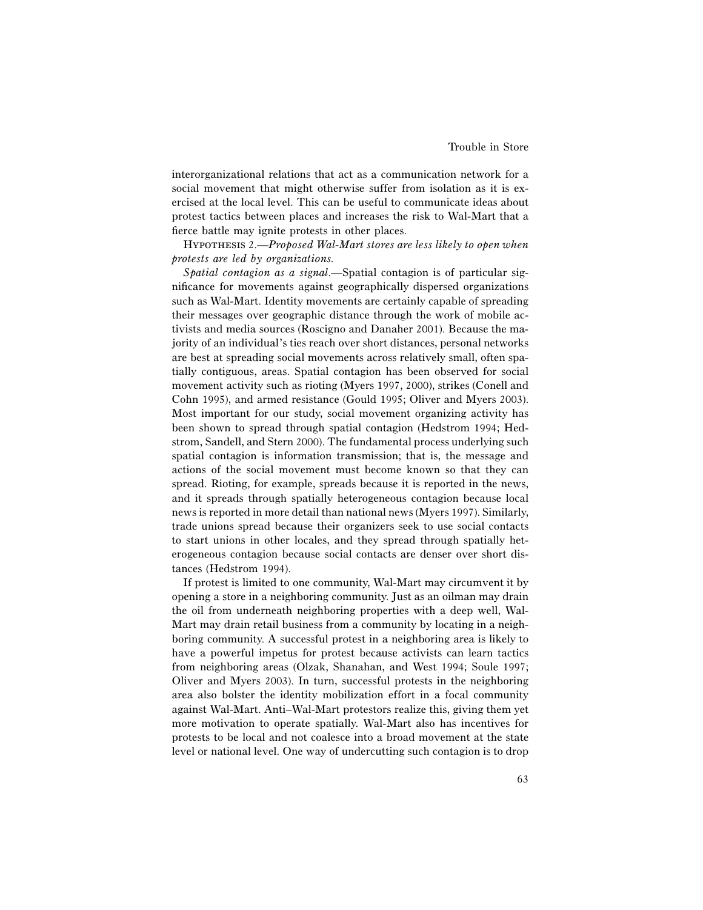interorganizational relations that act as a communication network for a social movement that might otherwise suffer from isolation as it is exercised at the local level. This can be useful to communicate ideas about protest tactics between places and increases the risk to Wal-Mart that a fierce battle may ignite protests in other places.

Hypothesis 2.—*Proposed Wal-Mart stores are less likely to open when protests are led by organizations.*

*Spatial contagion as a signal*.—Spatial contagion is of particular significance for movements against geographically dispersed organizations such as Wal-Mart. Identity movements are certainly capable of spreading their messages over geographic distance through the work of mobile activists and media sources (Roscigno and Danaher 2001). Because the majority of an individual's ties reach over short distances, personal networks are best at spreading social movements across relatively small, often spatially contiguous, areas. Spatial contagion has been observed for social movement activity such as rioting (Myers 1997, 2000), strikes (Conell and Cohn 1995), and armed resistance (Gould 1995; Oliver and Myers 2003). Most important for our study, social movement organizing activity has been shown to spread through spatial contagion (Hedstrom 1994; Hedstrom, Sandell, and Stern 2000). The fundamental process underlying such spatial contagion is information transmission; that is, the message and actions of the social movement must become known so that they can spread. Rioting, for example, spreads because it is reported in the news, and it spreads through spatially heterogeneous contagion because local news is reported in more detail than national news (Myers 1997). Similarly, trade unions spread because their organizers seek to use social contacts to start unions in other locales, and they spread through spatially heterogeneous contagion because social contacts are denser over short distances (Hedstrom 1994).

If protest is limited to one community, Wal-Mart may circumvent it by opening a store in a neighboring community. Just as an oilman may drain the oil from underneath neighboring properties with a deep well, Wal-Mart may drain retail business from a community by locating in a neighboring community. A successful protest in a neighboring area is likely to have a powerful impetus for protest because activists can learn tactics from neighboring areas (Olzak, Shanahan, and West 1994; Soule 1997; Oliver and Myers 2003). In turn, successful protests in the neighboring area also bolster the identity mobilization effort in a focal community against Wal-Mart. Anti–Wal-Mart protestors realize this, giving them yet more motivation to operate spatially. Wal-Mart also has incentives for protests to be local and not coalesce into a broad movement at the state level or national level. One way of undercutting such contagion is to drop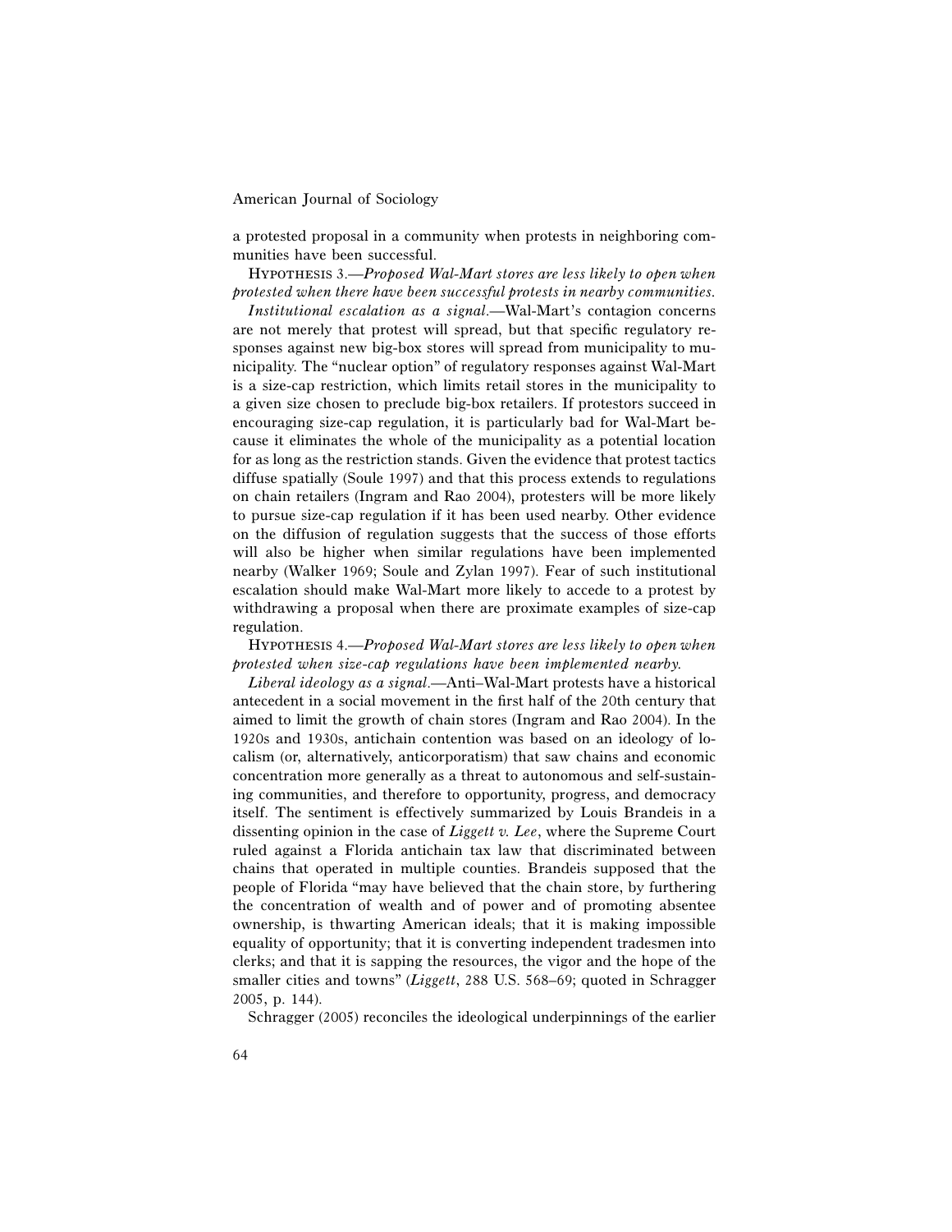a protested proposal in a community when protests in neighboring communities have been successful.

HYPOTHESIS 3.—*Proposed Wal-Mart stores are less likely to open when protested when there have been successful protests in nearby communities.*

*Institutional escalation as a signal*.—Wal-Mart's contagion concerns are not merely that protest will spread, but that specific regulatory responses against new big-box stores will spread from municipality to municipality. The "nuclear option" of regulatory responses against Wal-Mart is a size-cap restriction, which limits retail stores in the municipality to a given size chosen to preclude big-box retailers. If protestors succeed in encouraging size-cap regulation, it is particularly bad for Wal-Mart because it eliminates the whole of the municipality as a potential location for as long as the restriction stands. Given the evidence that protest tactics diffuse spatially (Soule 1997) and that this process extends to regulations on chain retailers (Ingram and Rao 2004), protesters will be more likely to pursue size-cap regulation if it has been used nearby. Other evidence on the diffusion of regulation suggests that the success of those efforts will also be higher when similar regulations have been implemented nearby (Walker 1969; Soule and Zylan 1997). Fear of such institutional escalation should make Wal-Mart more likely to accede to a protest by withdrawing a proposal when there are proximate examples of size-cap regulation.

HYPOTHESIS 4.—*Proposed Wal-Mart stores are less likely to open when protested when size-cap regulations have been implemented nearby.*

*Liberal ideology as a signal*.—Anti–Wal-Mart protests have a historical antecedent in a social movement in the first half of the 20th century that aimed to limit the growth of chain stores (Ingram and Rao 2004). In the 1920s and 1930s, antichain contention was based on an ideology of localism (or, alternatively, anticorporatism) that saw chains and economic concentration more generally as a threat to autonomous and self-sustaining communities, and therefore to opportunity, progress, and democracy itself. The sentiment is effectively summarized by Louis Brandeis in a dissenting opinion in the case of *Liggett v. Lee*, where the Supreme Court ruled against a Florida antichain tax law that discriminated between chains that operated in multiple counties. Brandeis supposed that the people of Florida "may have believed that the chain store, by furthering the concentration of wealth and of power and of promoting absentee ownership, is thwarting American ideals; that it is making impossible equality of opportunity; that it is converting independent tradesmen into clerks; and that it is sapping the resources, the vigor and the hope of the smaller cities and towns" (*Liggett*, 288 U.S. 568–69; quoted in Schragger 2005, p. 144).

Schragger (2005) reconciles the ideological underpinnings of the earlier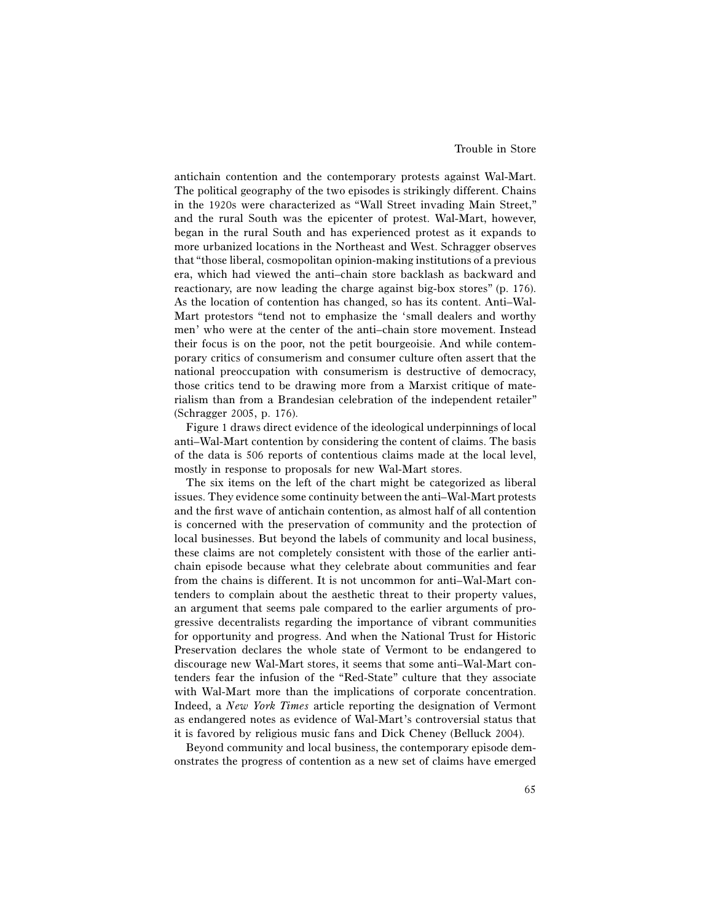antichain contention and the contemporary protests against Wal-Mart. The political geography of the two episodes is strikingly different. Chains in the 1920s were characterized as "Wall Street invading Main Street," and the rural South was the epicenter of protest. Wal-Mart, however, began in the rural South and has experienced protest as it expands to more urbanized locations in the Northeast and West. Schragger observes that "those liberal, cosmopolitan opinion-making institutions of a previous era, which had viewed the anti–chain store backlash as backward and reactionary, are now leading the charge against big-box stores" (p. 176). As the location of contention has changed, so has its content. Anti–Wal-Mart protestors "tend not to emphasize the 'small dealers and worthy men' who were at the center of the anti–chain store movement. Instead their focus is on the poor, not the petit bourgeoisie. And while contemporary critics of consumerism and consumer culture often assert that the national preoccupation with consumerism is destructive of democracy, those critics tend to be drawing more from a Marxist critique of materialism than from a Brandesian celebration of the independent retailer" (Schragger 2005, p. 176).

Figure 1 draws direct evidence of the ideological underpinnings of local anti–Wal-Mart contention by considering the content of claims. The basis of the data is 506 reports of contentious claims made at the local level, mostly in response to proposals for new Wal-Mart stores.

The six items on the left of the chart might be categorized as liberal issues. They evidence some continuity between the anti–Wal-Mart protests and the first wave of antichain contention, as almost half of all contention is concerned with the preservation of community and the protection of local businesses. But beyond the labels of community and local business, these claims are not completely consistent with those of the earlier antichain episode because what they celebrate about communities and fear from the chains is different. It is not uncommon for anti–Wal-Mart contenders to complain about the aesthetic threat to their property values, an argument that seems pale compared to the earlier arguments of progressive decentralists regarding the importance of vibrant communities for opportunity and progress. And when the National Trust for Historic Preservation declares the whole state of Vermont to be endangered to discourage new Wal-Mart stores, it seems that some anti–Wal-Mart contenders fear the infusion of the "Red-State" culture that they associate with Wal-Mart more than the implications of corporate concentration. Indeed, a *New York Times* article reporting the designation of Vermont as endangered notes as evidence of Wal-Mart's controversial status that it is favored by religious music fans and Dick Cheney (Belluck 2004).

Beyond community and local business, the contemporary episode demonstrates the progress of contention as a new set of claims have emerged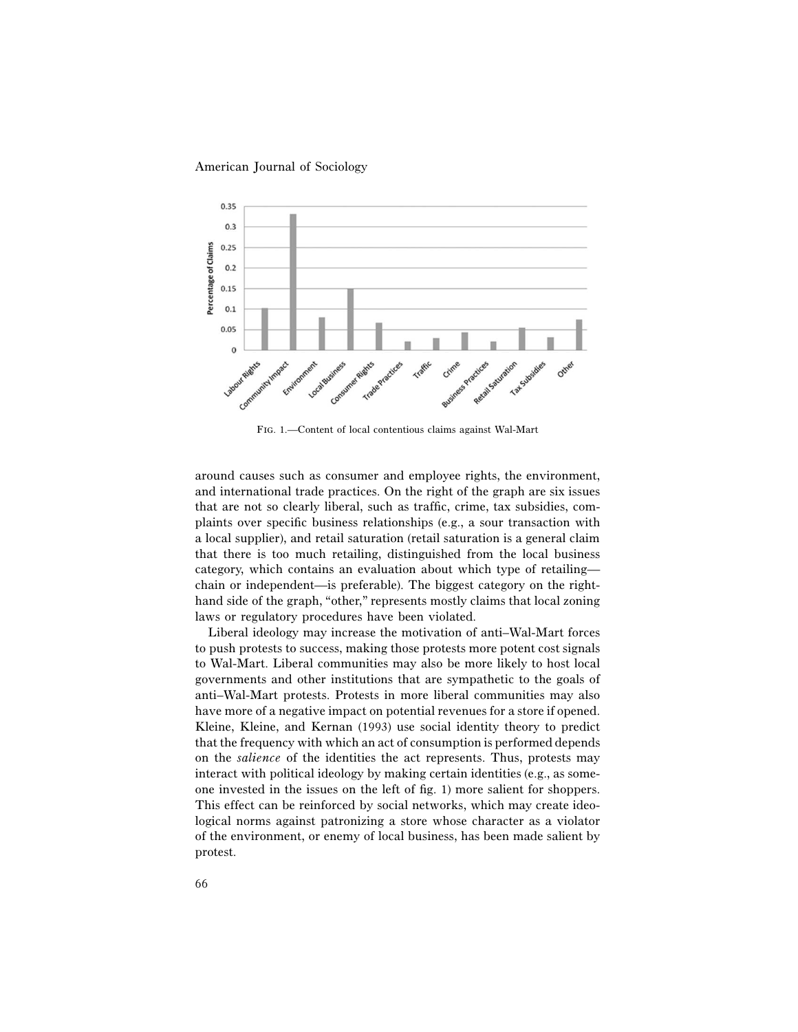FIG. 1.—Content of local contentious claims against Wal-Mart

around causes such as consumer and employee rights, the environment, and international trade practices. On the right of the graph are six issues that are not so clearly liberal, such as traffic, crime, tax subsidies, complaints over specific business relationships (e.g., a sour transaction with a local supplier), and retail saturation (retail saturation is a general claim that there is too much retailing, distinguished from the local business category, which contains an evaluation about which type of retailing—chain or independent—is preferable). The biggest category on the right-hand side of the graph, "other," represents mostly claims that local zoning laws or regulatory procedures have been violated.

Liberal ideology may increase the motivation of anti–Wal-Mart forces to push protests to success, making those protests more potent cost signals to Wal-Mart. Liberal communities may also be more likely to host local governments and other institutions that are sympathetic to the goals of anti–Wal-Mart protests. Protests in more liberal communities may also have more of a negative impact on potential revenues for a store if opened. Kleine, Kleine, and Kernan (1993) use social identity theory to predict that the frequency with which an act of consumption is performed depends on the *salience* of the identities the act represents. Thus, protests may interact with political ideology by making certain identities (e.g., as someone invested in the issues on the left of fig. 1) more salient for shoppers. This effect can be reinforced by social networks, which may create ideological norms against patronizing a store whose character as a violator of the environment, or enemy of local business, has been made salient by protest.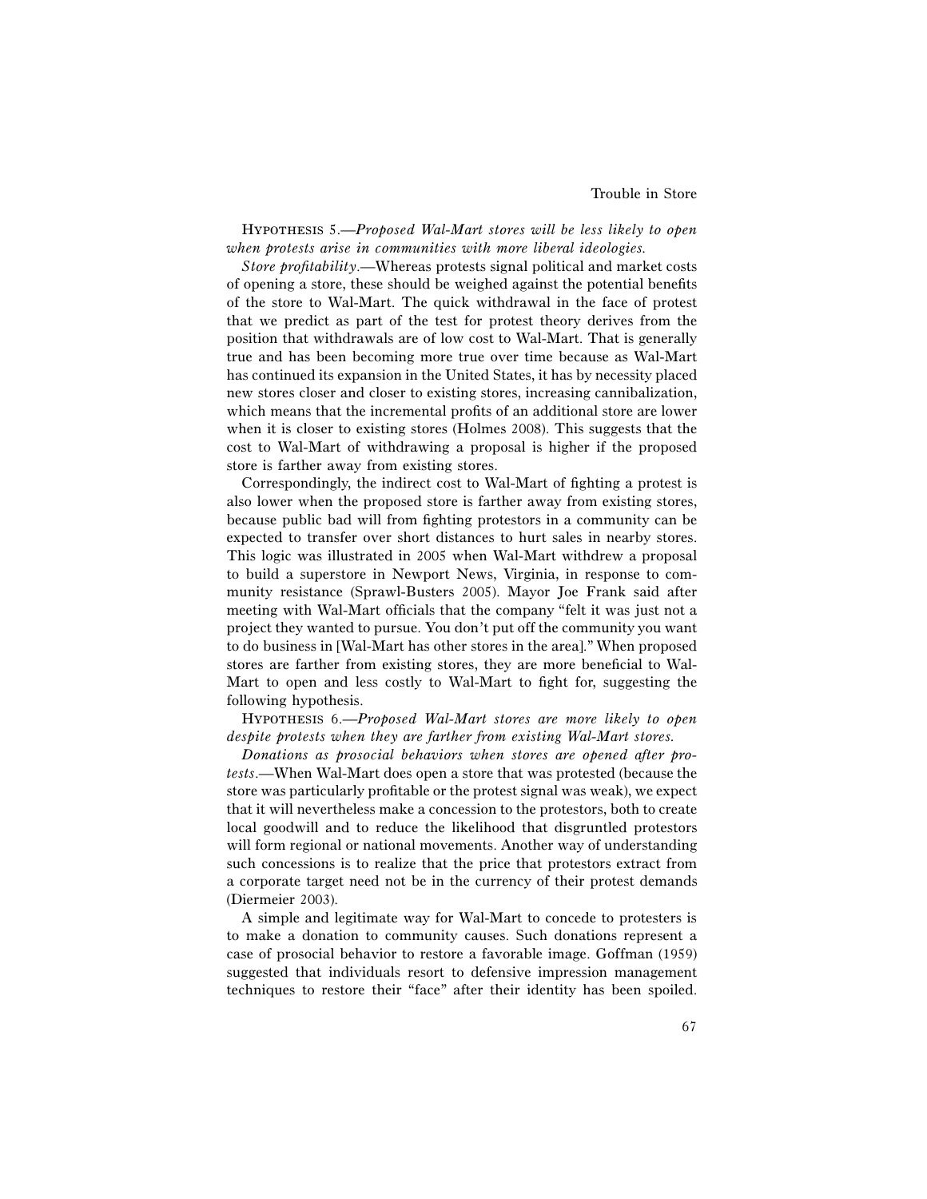Hypothesis 5.—*Proposed Wal-Mart stores will be less likely to open when protests arise in communities with more liberal ideologies.*

*Store profitability*.—Whereas protests signal political and market costs of opening a store, these should be weighed against the potential benefits of the store to Wal-Mart. The quick withdrawal in the face of protest that we predict as part of the test for protest theory derives from the position that withdrawals are of low cost to Wal-Mart. That is generally true and has been becoming more true over time because as Wal-Mart has continued its expansion in the United States, it has by necessity placed new stores closer and closer to existing stores, increasing cannibalization, which means that the incremental profits of an additional store are lower when it is closer to existing stores (Holmes 2008). This suggests that the cost to Wal-Mart of withdrawing a proposal is higher if the proposed store is farther away from existing stores.

Correspondingly, the indirect cost to Wal-Mart of fighting a protest is also lower when the proposed store is farther away from existing stores, because public bad will from fighting protestors in a community can be expected to transfer over short distances to hurt sales in nearby stores. This logic was illustrated in 2005 when Wal-Mart withdrew a proposal to build a superstore in Newport News, Virginia, in response to community resistance (Sprawl-Busters 2005). Mayor Joe Frank said after meeting with Wal-Mart officials that the company "felt it was just not a project they wanted to pursue. You don't put off the community you want to do business in [Wal-Mart has other stores in the area]." When proposed stores are farther from existing stores, they are more beneficial to Wal-Mart to open and less costly to Wal-Mart to fight for, suggesting the following hypothesis.

Hypothesis 6.—*Proposed Wal-Mart stores are more likely to open despite protests when they are farther from existing Wal-Mart stores.*

*Donations as prosocial behaviors when stores are opened after protests*.—When Wal-Mart does open a store that was protested (because the store was particularly profitable or the protest signal was weak), we expect that it will nevertheless make a concession to the protestors, both to create local goodwill and to reduce the likelihood that disgruntled protestors will form regional or national movements. Another way of understanding such concessions is to realize that the price that protestors extract from a corporate target need not be in the currency of their protest demands (Diermeier 2003).

A simple and legitimate way for Wal-Mart to concede to protesters is to make a donation to community causes. Such donations represent a case of prosocial behavior to restore a favorable image. Goffman (1959) suggested that individuals resort to defensive impression management techniques to restore their "face" after their identity has been spoiled.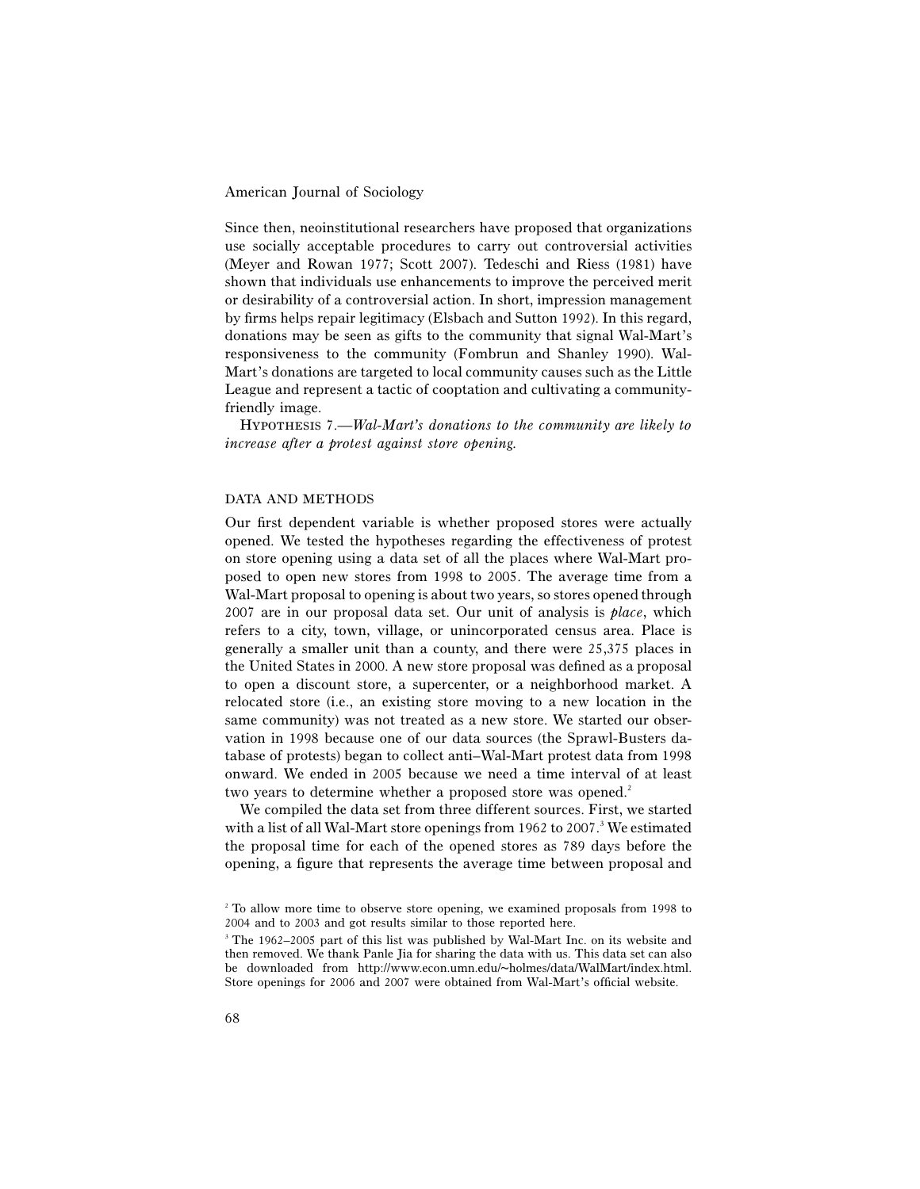Since then, neoinstitutional researchers have proposed that organizations use socially acceptable procedures to carry out controversial activities (Meyer and Rowan 1977; Scott 2007). Tedeschi and Riess (1981) have shown that individuals use enhancements to improve the perceived merit or desirability of a controversial action. In short, impression management by firms helps repair legitimacy (Elsbach and Sutton 1992). In this regard, donations may be seen as gifts to the community that signal Wal-Mart's responsiveness to the community (Fombrun and Shanley 1990). Wal-Mart's donations are targeted to local community causes such as the Little League and represent a tactic of cooptation and cultivating a community-friendly image.

HYPOTHESIS 7.—*Wal-Mart's donations to the community are likely to increase after a protest against store opening.*

## DATA AND METHODS

Our first dependent variable is whether proposed stores were actually opened. We tested the hypotheses regarding the effectiveness of protest on store opening using a data set of all the places where Wal-Mart proposed to open new stores from 1998 to 2005. The average time from a Wal-Mart proposal to opening is about two years, so stores opened through 2007 are in our proposal data set. Our unit of analysis is *place*, which refers to a city, town, village, or unincorporated census area. Place is generally a smaller unit than a county, and there were 25,375 places in the United States in 2000. A new store proposal was defined as a proposal to open a discount store, a supercenter, or a neighborhood market. A relocated store (i.e., an existing store moving to a new location in the same community) was not treated as a new store. We started our observation in 1998 because one of our data sources (the Sprawl-Busters database of protests) began to collect anti–Wal-Mart protest data from 1998 onward. We ended in 2005 because we need a time interval of at least two years to determine whether a proposed store was opened.[2]

We compiled the data set from three different sources. First, we started with a list of all Wal-Mart store openings from 1962 to 2007.[3] We estimated the proposal time for each of the opened stores as 789 days before the opening, a figure that represents the average time between proposal and

[2] To allow more time to observe store opening, we examined proposals from 1998 to 2004 and to 2003 and got results similar to those reported here.

[3] The 1962–2005 part of this list was published by Wal-Mart Inc. on its website and then removed. We thank Panle Jia for sharing the data with us. This data set can also be downloaded from http://www.econ.umn.edu/~holmes/data/WalMart/index.html. Store openings for 2006 and 2007 were obtained from Wal-Mart's official website.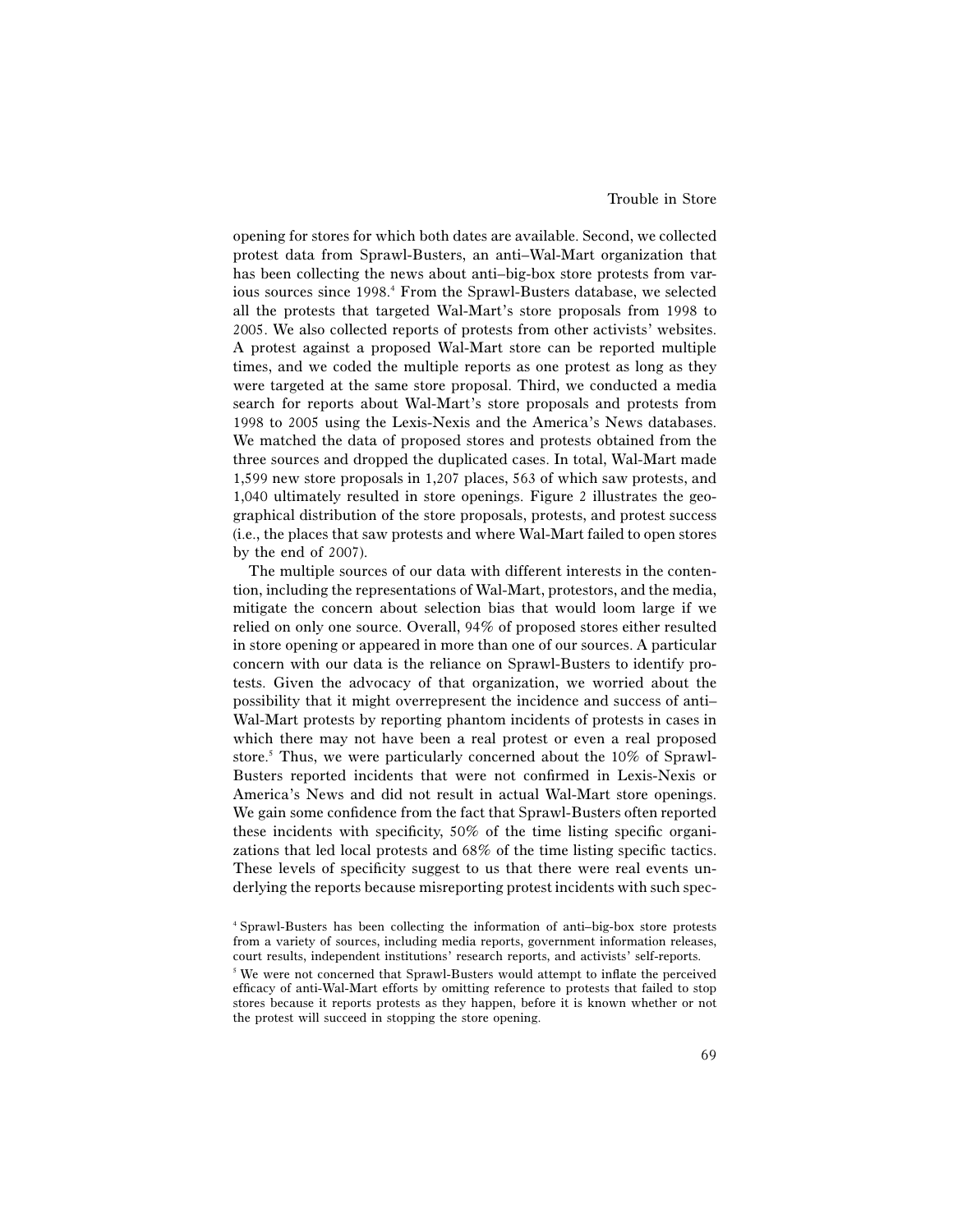opening for stores for which both dates are available. Second, we collected protest data from Sprawl-Busters, an anti–Wal-Mart organization that has been collecting the news about anti–big-box store protests from various sources since 1998.[4] From the Sprawl-Busters database, we selected all the protests that targeted Wal-Mart's store proposals from 1998 to 2005. We also collected reports of protests from other activists' websites. A protest against a proposed Wal-Mart store can be reported multiple times, and we coded the multiple reports as one protest as long as they were targeted at the same store proposal. Third, we conducted a media search for reports about Wal-Mart's store proposals and protests from 1998 to 2005 using the Lexis-Nexis and the America's News databases. We matched the data of proposed stores and protests obtained from the three sources and dropped the duplicated cases. In total, Wal-Mart made 1,599 new store proposals in 1,207 places, 563 of which saw protests, and 1,040 ultimately resulted in store openings. Figure 2 illustrates the geographical distribution of the store proposals, protests, and protest success (i.e., the places that saw protests and where Wal-Mart failed to open stores by the end of 2007).

The multiple sources of our data with different interests in the contention, including the representations of Wal-Mart, protestors, and the media, mitigate the concern about selection bias that would loom large if we relied on only one source. Overall, 94% of proposed stores either resulted in store opening or appeared in more than one of our sources. A particular concern with our data is the reliance on Sprawl-Busters to identify protests. Given the advocacy of that organization, we worried about the possibility that it might overrepresent the incidence and success of anti–Wal-Mart protests by reporting phantom incidents of protests in cases in which there may not have been a real protest or even a real proposed store.[5] Thus, we were particularly concerned about the 10% of Sprawl-Busters reported incidents that were not confirmed in Lexis-Nexis or America's News and did not result in actual Wal-Mart store openings. We gain some confidence from the fact that Sprawl-Busters often reported these incidents with specificity, 50% of the time listing specific organizations that led local protests and 68% of the time listing specific tactics. These levels of specificity suggest to us that there were real events underlying the reports because misreporting protest incidents with such spec-

[4] Sprawl-Busters has been collecting the information of anti–big-box store protests from a variety of sources, including media reports, government information releases, court results, independent institutions' research reports, and activists' self-reports.

[5] We were not concerned that Sprawl-Busters would attempt to inflate the perceived efficacy of anti-Wal-Mart efforts by omitting reference to protests that failed to stop stores because it reports protests as they happen, before it is known whether or not the protest will succeed in stopping the store opening.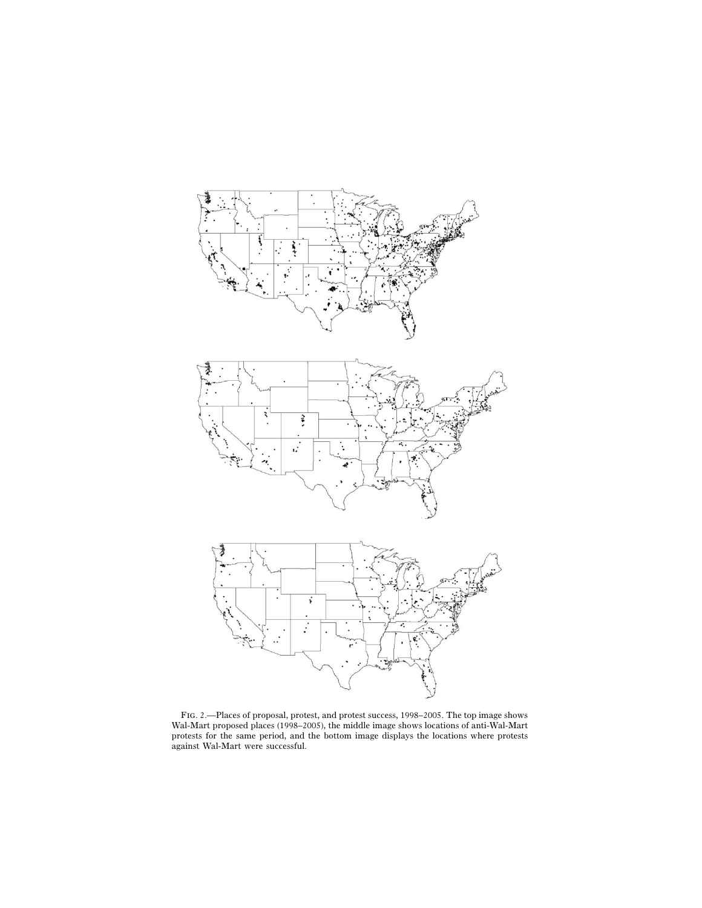FIG. 2.—Places of proposal, protest, and protest success, 1998–2005. The top image shows Wal-Mart proposed places (1998–2005), the middle image shows locations of anti-Wal-Mart protests for the same period, and the bottom image displays the locations where protests against Wal-Mart were successful.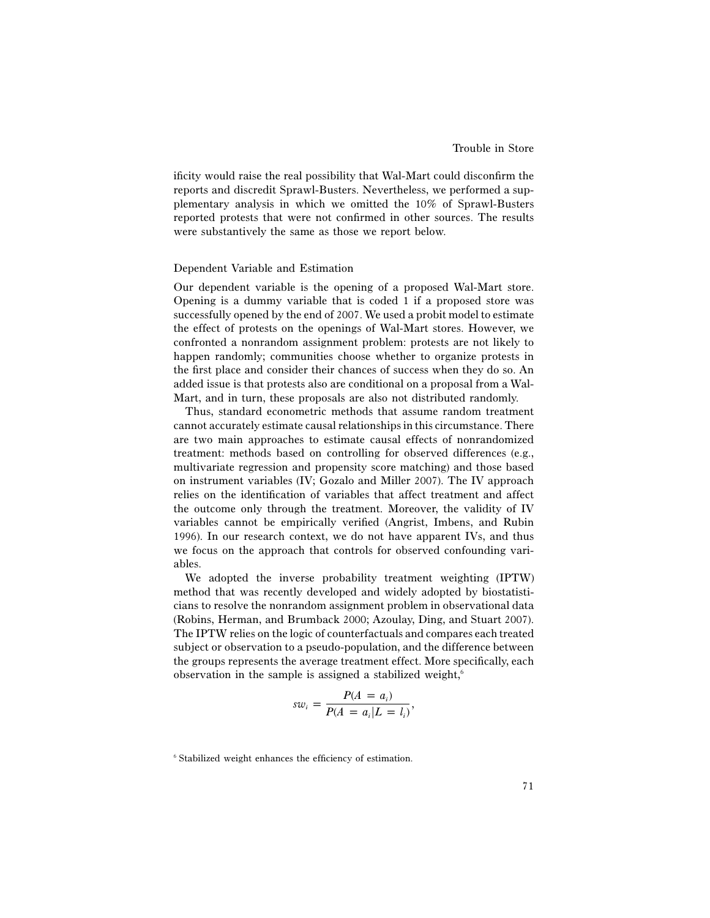ificity would raise the real possibility that Wal-Mart could disconfirm the reports and discredit Sprawl-Busters. Nevertheless, we performed a supplementary analysis in which we omitted the 10% of Sprawl-Busters reported protests that were not confirmed in other sources. The results were substantively the same as those we report below.

### Dependent Variable and Estimation

Our dependent variable is the opening of a proposed Wal-Mart store. Opening is a dummy variable that is coded 1 if a proposed store was successfully opened by the end of 2007. We used a probit model to estimate the effect of protests on the openings of Wal-Mart stores. However, we confronted a nonrandom assignment problem: protests are not likely to happen randomly; communities choose whether to organize protests in the first place and consider their chances of success when they do so. An added issue is that protests also are conditional on a proposal from a Wal-Mart, and in turn, these proposals are also not distributed randomly.

Thus, standard econometric methods that assume random treatment cannot accurately estimate causal relationships in this circumstance. There are two main approaches to estimate causal effects of nonrandomized treatment: methods based on controlling for observed differences (e.g., multivariate regression and propensity score matching) and those based on instrument variables (IV; Gozalo and Miller 2007). The IV approach relies on the identification of variables that affect treatment and affect the outcome only through the treatment. Moreover, the validity of IV variables cannot be empirically verified (Angrist, Imbens, and Rubin 1996). In our research context, we do not have apparent IVs, and thus we focus on the approach that controls for observed confounding variables.

We adopted the inverse probability treatment weighting (IPTW) method that was recently developed and widely adopted by biostatisticians to resolve the nonrandom assignment problem in observational data (Robins, Herman, and Brumback 2000; Azoulay, Ding, and Stuart 2007). The IPTW relies on the logic of counterfactuals and compares each treated subject or observation to a pseudo-population, and the difference between the groups represents the average treatment effect. More specifically, each observation in the sample is assigned a stabilized weight,[6]

$$sw_i = \frac{P(A = a_i)}{P(A = a_i | L = l_i)},$$

[6] Stabilized weight enhances the efficiency of estimation.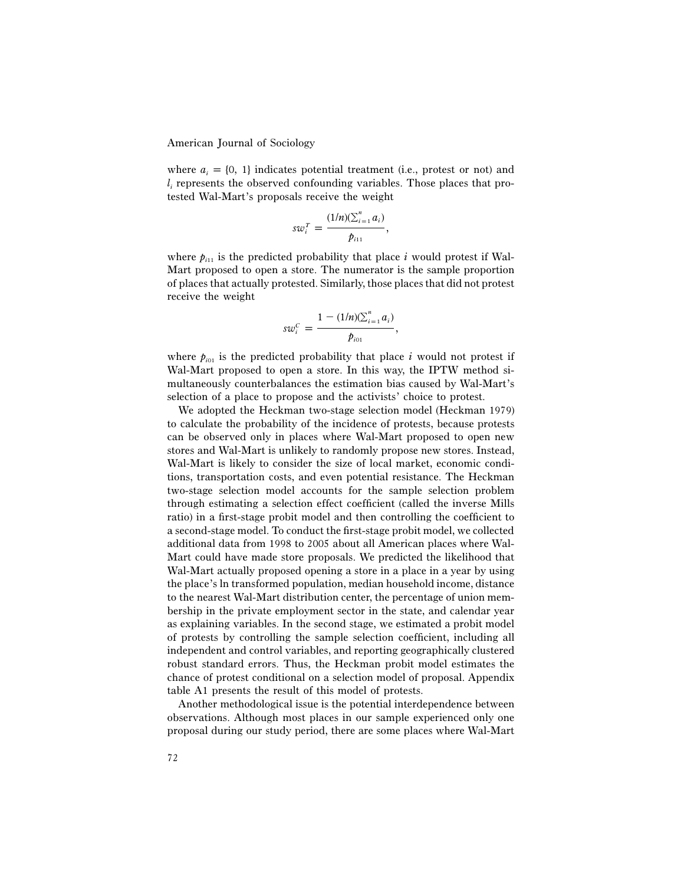where $a_i = \{0, 1\}$ indicates potential treatment (i.e., protest or not) and $l_i$ represents the observed confounding variables. Those places that protested Wal-Mart's proposals receive the weight

$$sw_i^T = \frac{(1/n)(\sum_{i=1}^{n} a_i)}{\hat{p}_{i11}},$$

where $\hat{p}_{i11}$ is the predicted probability that place $i$ would protest if Wal-Mart proposed to open a store. The numerator is the sample proportion of places that actually protested. Similarly, those places that did not protest receive the weight

$$sw_i^C = \frac{1 - (1/n)(\sum_{i=1}^{n} a_i)}{\hat{p}_{i01}},$$

where $\hat{p}_{i01}$ is the predicted probability that place $i$ would not protest if Wal-Mart proposed to open a store. In this way, the IPTW method simultaneously counterbalances the estimation bias caused by Wal-Mart's selection of a place to propose and the activists' choice to protest.

We adopted the Heckman two-stage selection model (Heckman 1979) to calculate the probability of the incidence of protests, because protests can be observed only in places where Wal-Mart proposed to open new stores and Wal-Mart is unlikely to randomly propose new stores. Instead, Wal-Mart is likely to consider the size of local market, economic conditions, transportation costs, and even potential resistance. The Heckman two-stage selection model accounts for the sample selection problem through estimating a selection effect coefficient (called the inverse Mills ratio) in a first-stage probit model and then controlling the coefficient to a second-stage model. To conduct the first-stage probit model, we collected additional data from 1998 to 2005 about all American places where Wal-Mart could have made store proposals. We predicted the likelihood that Wal-Mart actually proposed opening a store in a place in a year by using the place's ln transformed population, median household income, distance to the nearest Wal-Mart distribution center, the percentage of union membership in the private employment sector in the state, and calendar year as explaining variables. In the second stage, we estimated a probit model of protests by controlling the sample selection coefficient, including all independent and control variables, and reporting geographically clustered robust standard errors. Thus, the Heckman probit model estimates the chance of protest conditional on a selection model of proposal. Appendix table A1 presents the result of this model of protests.

Another methodological issue is the potential interdependence between observations. Although most places in our sample experienced only one proposal during our study period, there are some places where Wal-Mart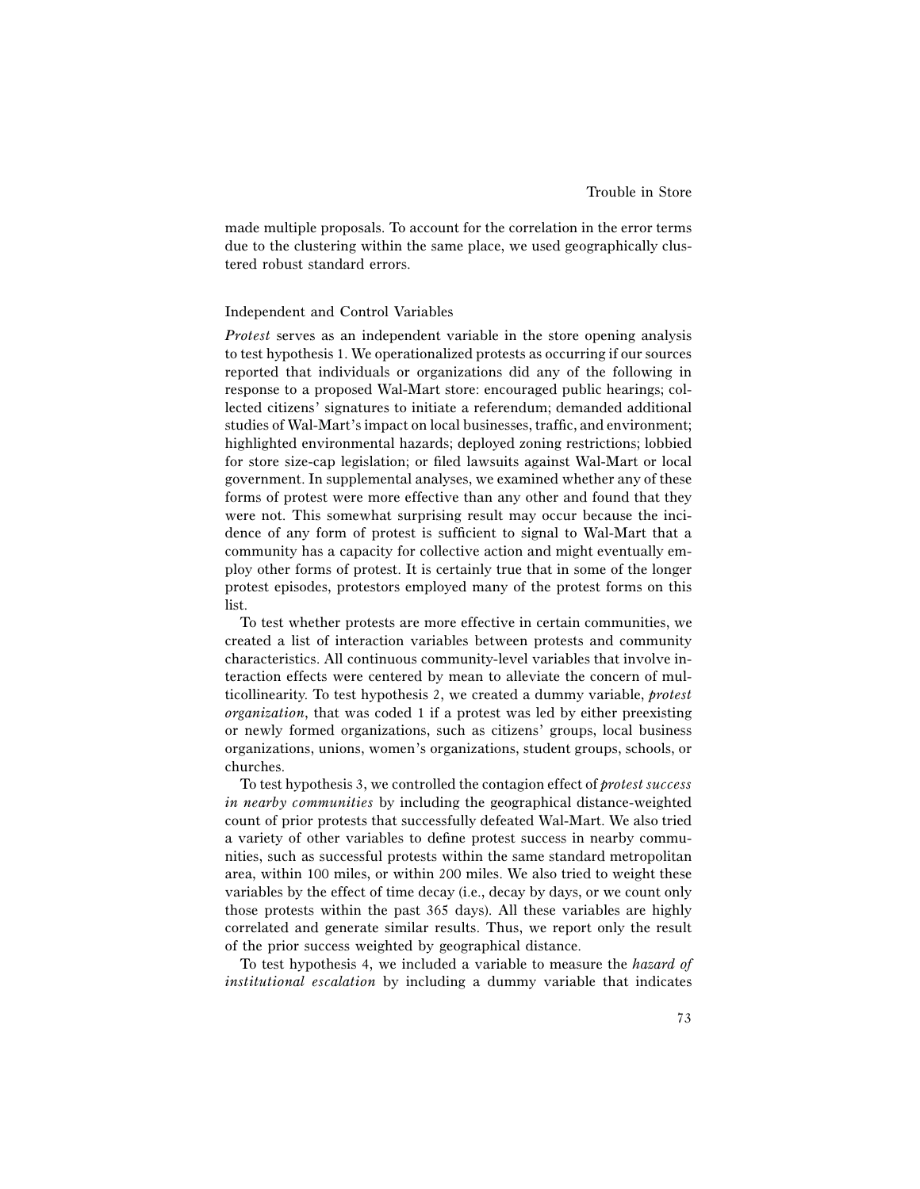made multiple proposals. To account for the correlation in the error terms due to the clustering within the same place, we used geographically clustered robust standard errors.

### Independent and Control Variables

*Protest* serves as an independent variable in the store opening analysis to test hypothesis 1. We operationalized protests as occurring if our sources reported that individuals or organizations did any of the following in response to a proposed Wal-Mart store: encouraged public hearings; collected citizens' signatures to initiate a referendum; demanded additional studies of Wal-Mart's impact on local businesses, traffic, and environment; highlighted environmental hazards; deployed zoning restrictions; lobbied for store size-cap legislation; or filed lawsuits against Wal-Mart or local government. In supplemental analyses, we examined whether any of these forms of protest were more effective than any other and found that they were not. This somewhat surprising result may occur because the incidence of any form of protest is sufficient to signal to Wal-Mart that a community has a capacity for collective action and might eventually employ other forms of protest. It is certainly true that in some of the longer protest episodes, protestors employed many of the protest forms on this list.

To test whether protests are more effective in certain communities, we created a list of interaction variables between protests and community characteristics. All continuous community-level variables that involve interaction effects were centered by mean to alleviate the concern of multicollinearity. To test hypothesis 2, we created a dummy variable, *protest organization*, that was coded 1 if a protest was led by either preexisting or newly formed organizations, such as citizens' groups, local business organizations, unions, women's organizations, student groups, schools, or churches.

To test hypothesis 3, we controlled the contagion effect of *protest success in nearby communities* by including the geographical distance-weighted count of prior protests that successfully defeated Wal-Mart. We also tried a variety of other variables to define protest success in nearby communities, such as successful protests within the same standard metropolitan area, within 100 miles, or within 200 miles. We also tried to weight these variables by the effect of time decay (i.e., decay by days, or we count only those protests within the past 365 days). All these variables are highly correlated and generate similar results. Thus, we report only the result of the prior success weighted by geographical distance.

To test hypothesis 4, we included a variable to measure the *hazard of institutional escalation* by including a dummy variable that indicates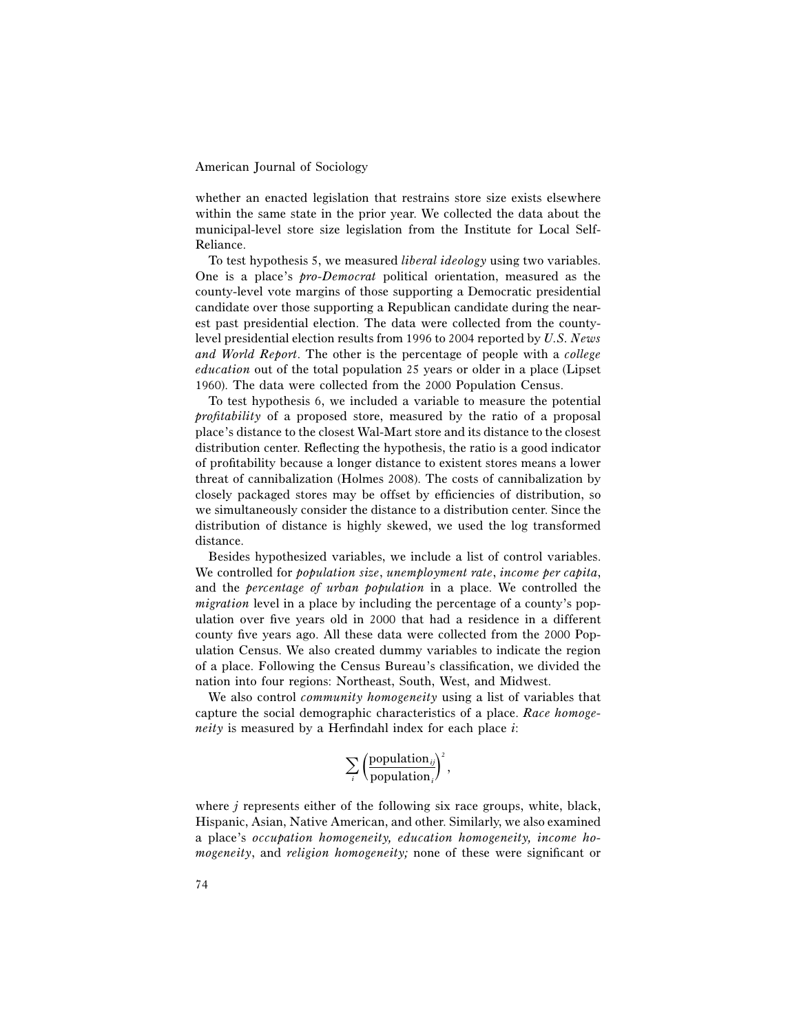whether an enacted legislation that restrains store size exists elsewhere within the same state in the prior year. We collected the data about the municipal-level store size legislation from the Institute for Local Self-Reliance.

To test hypothesis 5, we measured *liberal ideology* using two variables. One is a place's *pro-Democrat* political orientation, measured as the county-level vote margins of those supporting a Democratic presidential candidate over those supporting a Republican candidate during the nearest past presidential election. The data were collected from the county-level presidential election results from 1996 to 2004 reported by *U.S. News and World Report*. The other is the percentage of people with a *college education* out of the total population 25 years or older in a place (Lipset 1960). The data were collected from the 2000 Population Census.

To test hypothesis 6, we included a variable to measure the potential *profitability* of a proposed store, measured by the ratio of a proposal place's distance to the closest Wal-Mart store and its distance to the closest distribution center. Reflecting the hypothesis, the ratio is a good indicator of profitability because a longer distance to existent stores means a lower threat of cannibalization (Holmes 2008). The costs of cannibalization by closely packaged stores may be offset by efficiencies of distribution, so we simultaneously consider the distance to a distribution center. Since the distribution of distance is highly skewed, we used the log transformed distance.

Besides hypothesized variables, we include a list of control variables. We controlled for *population size*, *unemployment rate*, *income per capita*, and the *percentage of urban population* in a place. We controlled the *migration* level in a place by including the percentage of a county's population over five years old in 2000 that had a residence in a different county five years ago. All these data were collected from the 2000 Population Census. We also created dummy variables to indicate the region of a place. Following the Census Bureau's classification, we divided the nation into four regions: Northeast, South, West, and Midwest.

We also control *community homogeneity* using a list of variables that capture the social demographic characteristics of a place. *Race homogeneity* is measured by a Herfindahl index for each place $i$:

$$\sum_{i}\left(\frac{\text{population}_{ij}}{\text{population}_{i}}\right)^{2},$$

where $j$ represents either of the following six race groups, white, black, Hispanic, Asian, Native American, and other. Similarly, we also examined a place's *occupation homogeneity, education homogeneity, income homogeneity*, and *religion homogeneity;* none of these were significant or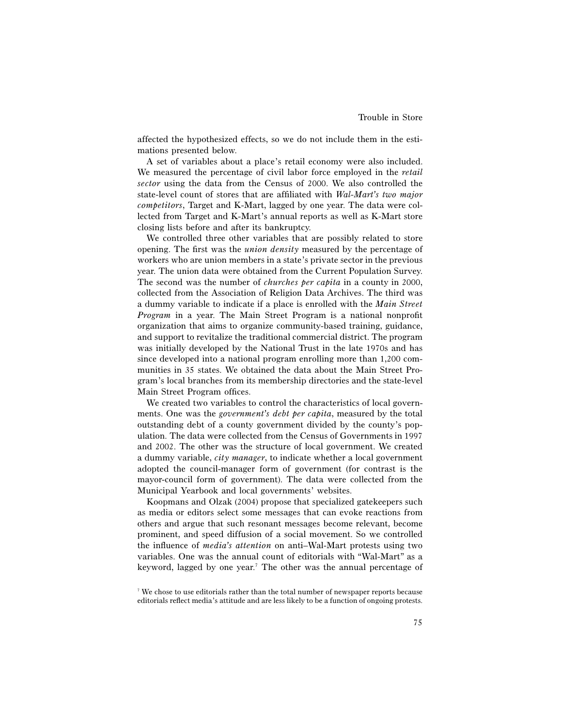affected the hypothesized effects, so we do not include them in the estimations presented below.

A set of variables about a place's retail economy were also included. We measured the percentage of civil labor force employed in the *retail sector* using the data from the Census of 2000. We also controlled the state-level count of stores that are affiliated with *Wal-Mart's two major competitors*, Target and K-Mart, lagged by one year. The data were collected from Target and K-Mart's annual reports as well as K-Mart store closing lists before and after its bankruptcy.

We controlled three other variables that are possibly related to store opening. The first was the *union density* measured by the percentage of workers who are union members in a state's private sector in the previous year. The union data were obtained from the Current Population Survey. The second was the number of *churches per capita* in a county in 2000, collected from the Association of Religion Data Archives. The third was a dummy variable to indicate if a place is enrolled with the *Main Street Program* in a year. The Main Street Program is a national nonprofit organization that aims to organize community-based training, guidance, and support to revitalize the traditional commercial district. The program was initially developed by the National Trust in the late 1970s and has since developed into a national program enrolling more than 1,200 communities in 35 states. We obtained the data about the Main Street Program's local branches from its membership directories and the state-level Main Street Program offices.

We created two variables to control the characteristics of local governments. One was the *government's debt per capita*, measured by the total outstanding debt of a county government divided by the county's population. The data were collected from the Census of Governments in 1997 and 2002. The other was the structure of local government. We created a dummy variable, *city manager*, to indicate whether a local government adopted the council-manager form of government (for contrast is the mayor-council form of government). The data were collected from the Municipal Yearbook and local governments' websites.

Koopmans and Olzak (2004) propose that specialized gatekeepers such as media or editors select some messages that can evoke reactions from others and argue that such resonant messages become relevant, become prominent, and speed diffusion of a social movement. So we controlled the influence of *media's attention* on anti–Wal-Mart protests using two variables. One was the annual count of editorials with "Wal-Mart" as a keyword, lagged by one year.[7] The other was the annual percentage of

[7] We chose to use editorials rather than the total number of newspaper reports because editorials reflect media's attitude and are less likely to be a function of ongoing protests.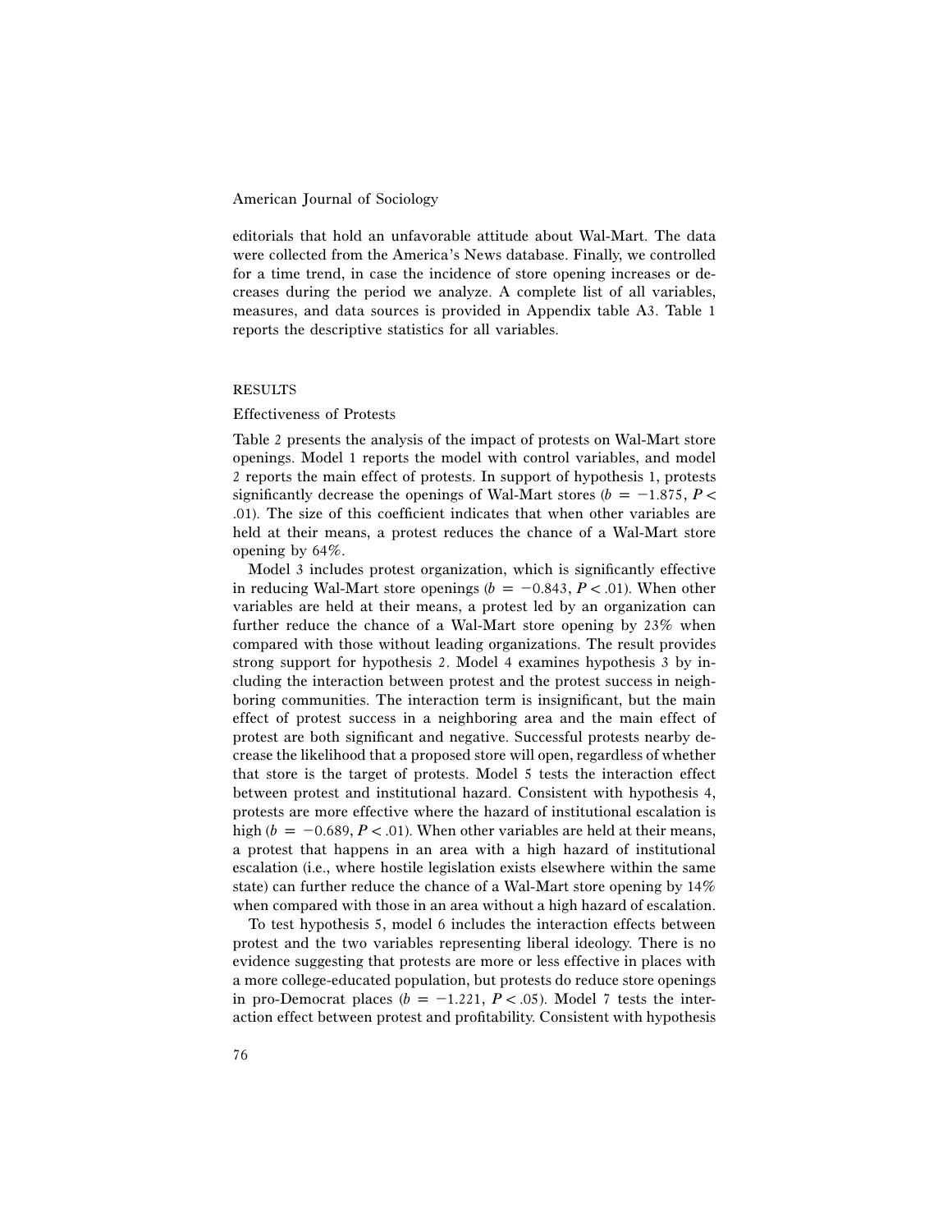editorials that hold an unfavorable attitude about Wal-Mart. The data were collected from the America's News database. Finally, we controlled for a time trend, in case the incidence of store opening increases or decreases during the period we analyze. A complete list of all variables, measures, and data sources is provided in Appendix table A3. Table 1 reports the descriptive statistics for all variables.

## RESULTS

### Effectiveness of Protests

Table 2 presents the analysis of the impact of protests on Wal-Mart store openings. Model 1 reports the model with control variables, and model 2 reports the main effect of protests. In support of hypothesis 1, protests significantly decrease the openings of Wal-Mart stores ($b = -1.875$, $P < .01$). The size of this coefficient indicates that when other variables are held at their means, a protest reduces the chance of a Wal-Mart store opening by 64%.

Model 3 includes protest organization, which is significantly effective in reducing Wal-Mart store openings ($b = -0.843$, $P < .01$). When other variables are held at their means, a protest led by an organization can further reduce the chance of a Wal-Mart store opening by 23% when compared with those without leading organizations. The result provides strong support for hypothesis 2. Model 4 examines hypothesis 3 by including the interaction between protest and the protest success in neighboring communities. The interaction term is insignificant, but the main effect of protest success in a neighboring area and the main effect of protest are both significant and negative. Successful protests nearby decrease the likelihood that a proposed store will open, regardless of whether that store is the target of protests. Model 5 tests the interaction effect between protest and institutional hazard. Consistent with hypothesis 4, protests are more effective where the hazard of institutional escalation is high ($b = -0.689$, $P < .01$). When other variables are held at their means, a protest that happens in an area with a high hazard of institutional escalation (i.e., where hostile legislation exists elsewhere within the same state) can further reduce the chance of a Wal-Mart store opening by 14% when compared with those in an area without a high hazard of escalation.

To test hypothesis 5, model 6 includes the interaction effects between protest and the two variables representing liberal ideology. There is no evidence suggesting that protests are more or less effective in places with a more college-educated population, but protests do reduce store openings in pro-Democrat places ($b = -1.221$, $P < .05$). Model 7 tests the interaction effect between protest and profitability. Consistent with hypothesis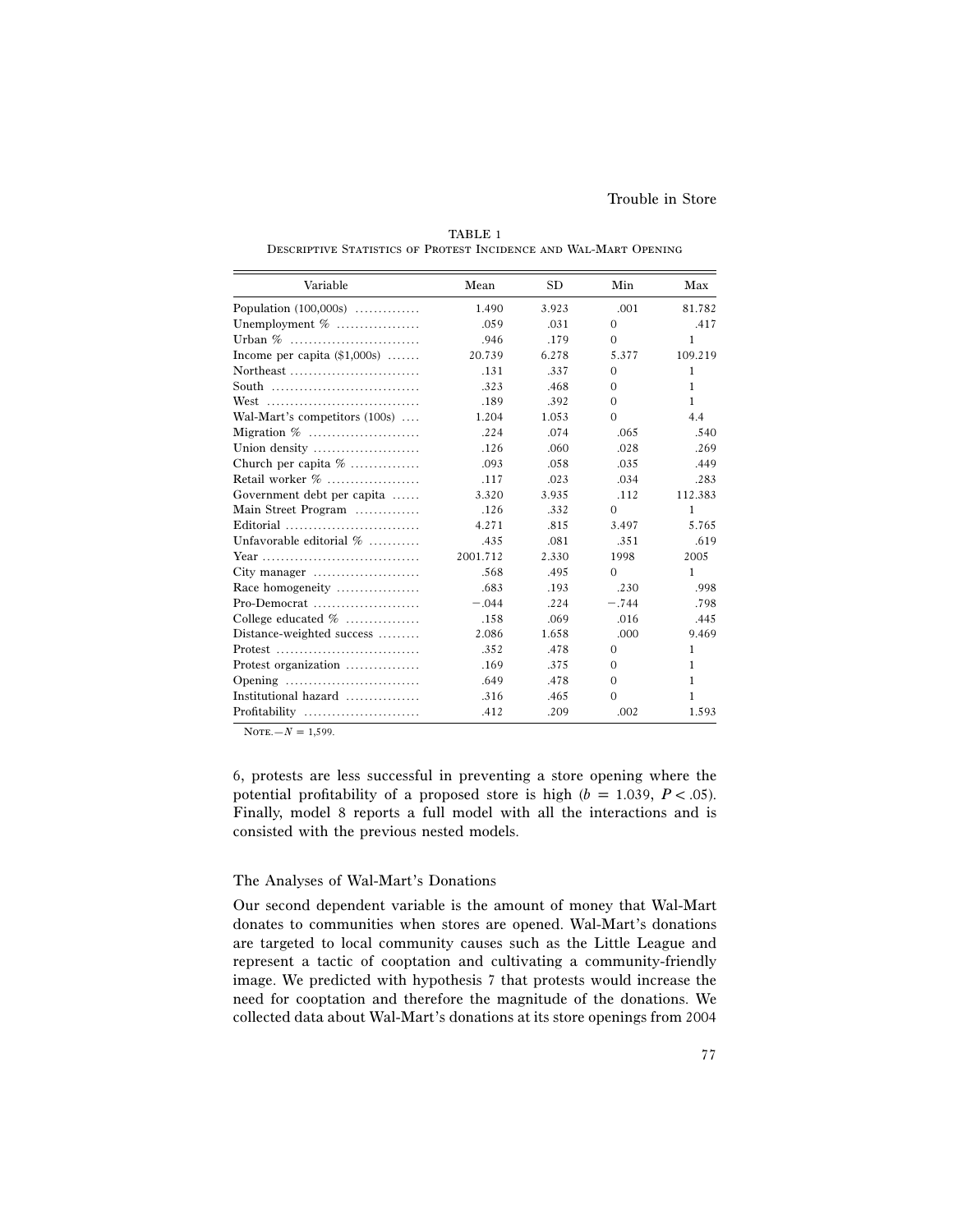TABLE 1
Descriptive Statistics of Protest Incidence and Wal-Mart Opening

| Variable | Mean | SD | Min | Max |
|---|---|---|---|---|
| Population (100,000s) | 1.490 | 3.923 | .001 | 81.782 |
| Unemployment % | .059 | .031 | 0 | .417 |
| Urban % | .946 | .179 | 0 | 1 |
| Income per capita ($1,000s) | 20.739 | 6.278 | 5.377 | 109.219 |
| Northeast | .131 | .337 | 0 | 1 |
| South | .323 | .468 | 0 | 1 |
| West | .189 | .392 | 0 | 1 |
| Wal-Mart's competitors (100s) | 1.204 | 1.053 | 0 | 4.4 |
| Migration % | .224 | .074 | .065 | .540 |
| Union density | .126 | .060 | .028 | .269 |
| Church per capita % | .093 | .058 | .035 | .449 |
| Retail worker % | .117 | .023 | .034 | .283 |
| Government debt per capita | 3.320 | 3.935 | .112 | 112.383 |
| Main Street Program | .126 | .332 | 0 | 1 |
| Editorial | 4.271 | .815 | 3.497 | 5.765 |
| Unfavorable editorial % | .435 | .081 | .351 | .619 |
| Year | 2001.712 | 2.330 | 1998 | 2005 |
| City manager | .568 | .495 | 0 | 1 |
| Race homogeneity | .683 | .193 | .230 | .998 |
| Pro-Democrat | −.044 | .224 | −.744 | .798 |
| College educated % | .158 | .069 | .016 | .445 |
| Distance-weighted success | 2.086 | 1.658 | .000 | 9.469 |
| Protest | .352 | .478 | 0 | 1 |
| Protest organization | .169 | .375 | 0 | 1 |
| Opening | .649 | .478 | 0 | 1 |
| Institutional hazard | .316 | .465 | 0 | 1 |
| Profitability | .412 | .209 | .002 | 1.593 |

Note.—$N = 1{,}599$.

6, protests are less successful in preventing a store opening where the potential profitability of a proposed store is high ($b = 1.039$, $P < .05$). Finally, model 8 reports a full model with all the interactions and is consisted with the previous nested models.

### The Analyses of Wal-Mart's Donations

Our second dependent variable is the amount of money that Wal-Mart donates to communities when stores are opened. Wal-Mart's donations are targeted to local community causes such as the Little League and represent a tactic of cooptation and cultivating a community-friendly image. We predicted with hypothesis 7 that protests would increase the need for cooptation and therefore the magnitude of the donations. We collected data about Wal-Mart's donations at its store openings from 2004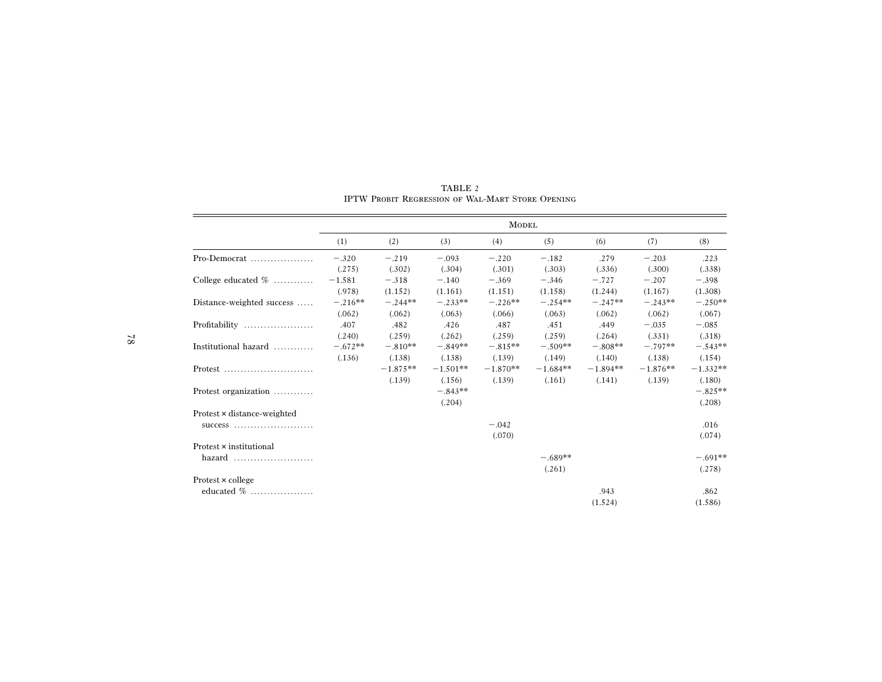TABLE 2
IPTW Probit Regression of Wal-Mart Store Opening

| | Model | | | | | | | |
|---|---|---|---|---|---|---|---|---|
| | (1) | (2) | (3) | (4) | (5) | (6) | (7) | (8) |
| Pro-Democrat | −.320 | −.219 | −.093 | −.220 | −.182 | .279 | −.203 | .223 |
| | (.275) | (.302) | (.304) | (.301) | (.303) | (.336) | (.300) | (.338) |
| College educated % | −1.581 | −.318 | −.140 | −.369 | −.346 | −.727 | −.207 | −.398 |
| | (.978) | (1.152) | (1.161) | (1.151) | (1.158) | (1.244) | (1.167) | (1.308) |
| Distance-weighted success | −.216** | −.244** | −.233** | −.226** | −.254** | −.247** | −.243** | −.250** |
| | (.062) | (.062) | (.063) | (.066) | (.063) | (.062) | (.062) | (.067) |
| Profitability | .407 | .482 | .426 | .487 | .451 | .449 | −.035 | −.085 |
| | (.240) | (.259) | (.262) | (.259) | (.259) | (.264) | (.331) | (.318) |
| Institutional hazard | −.672** | −.810** | −.849** | −.815** | −.509** | −.808** | −.797** | −.543** |
| | (.136) | (.138) | (.138) | (.139) | (.149) | (.140) | (.138) | (.154) |
| Protest | | −1.875** | −1.501** | −1.870** | −1.684** | −1.894** | −1.876** | −1.332** |
| | | (.139) | (.156) | (.139) | (.161) | (.141) | (.139) | (.180) |
| Protest organization | | | −.843** | | | | | −.825** |
| | | | (.204) | | | | | (.208) |
| Protest × distance-weighted success | | | | −.042 | | | | .016 |
| | | | | (.070) | | | | (.074) |
| Protest × institutional hazard | | | | | −.689** | | | −.691** |
| | | | | | (.261) | | | (.278) |
| Protest × college educated % | | | | | | .943 | | .862 |
| | | | | | | (1.524) | | (1.586) |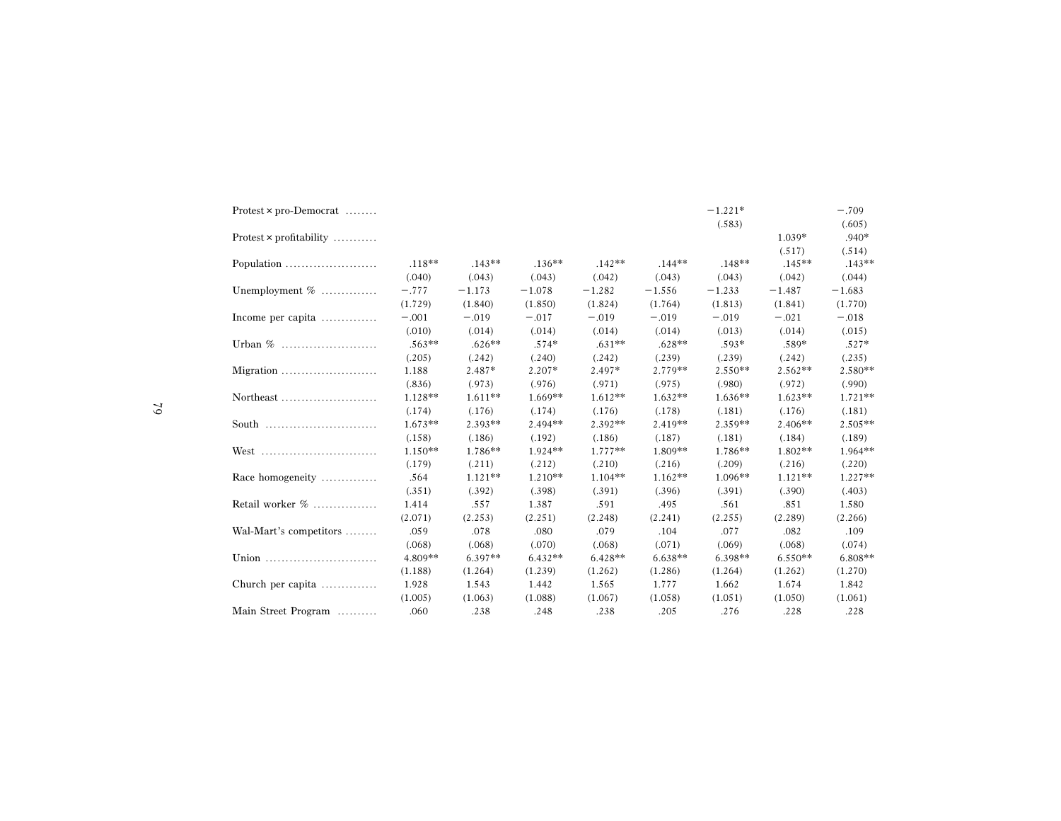| | (1) | (2) | (3) | (4) | (5) | (6) | (7) | (8) |
|---|---|---|---|---|---|---|---|---|
| Protest × pro-Democrat | | | | | | −1.221* | | −.709 |
| | | | | | | (.583) | | (.605) |
| Protest × profitability | | | | | | | 1.039* | .940* |
| | | | | | | | (.517) | (.514) |
| Population | .118** | .143** | .136** | .142** | .144** | .148** | .145** | .143** |
| | (.040) | (.043) | (.043) | (.042) | (.043) | (.043) | (.042) | (.044) |
| Unemployment % | −.777 | −1.173 | −1.078 | −1.282 | −1.556 | −1.233 | −1.487 | −1.683 |
| | (1.729) | (1.840) | (1.850) | (1.824) | (1.764) | (1.813) | (1.841) | (1.770) |
| Income per capita | −.001 | −.019 | −.017 | −.019 | −.019 | −.019 | −.021 | −.018 |
| | (.010) | (.014) | (.014) | (.014) | (.014) | (.013) | (.014) | (.015) |
| Urban % | .563** | .626** | .574* | .631** | .628** | .593* | .589* | .527* |
| | (.205) | (.242) | (.240) | (.242) | (.239) | (.239) | (.242) | (.235) |
| Migration | 1.188 | 2.487* | 2.207* | 2.497* | 2.779** | 2.550** | 2.562** | 2.580** |
| | (.836) | (.973) | (.976) | (.971) | (.975) | (.980) | (.972) | (.990) |
| Northeast | 1.128** | 1.611** | 1.669** | 1.612** | 1.632** | 1.636** | 1.623** | 1.721** |
| | (.174) | (.176) | (.174) | (.176) | (.178) | (.181) | (.176) | (.181) |
| South | 1.673** | 2.393** | 2.494** | 2.392** | 2.419** | 2.359** | 2.406** | 2.505** |
| | (.158) | (.186) | (.192) | (.186) | (.187) | (.181) | (.184) | (.189) |
| West | 1.150** | 1.786** | 1.924** | 1.777** | 1.809** | 1.786** | 1.802** | 1.964** |
| | (.179) | (.211) | (.212) | (.210) | (.216) | (.209) | (.216) | (.220) |
| Race homogeneity | .564 | 1.121** | 1.210** | 1.104** | 1.162** | 1.096** | 1.121** | 1.227** |
| | (.351) | (.392) | (.398) | (.391) | (.396) | (.391) | (.390) | (.403) |
| Retail worker % | 1.414 | .557 | 1.387 | .591 | .495 | .561 | .851 | 1.580 |
| | (2.071) | (2.253) | (2.251) | (2.248) | (2.241) | (2.255) | (2.289) | (2.266) |
| Wal-Mart's competitors | .059 | .078 | .080 | .079 | .104 | .077 | .082 | .109 |
| | (.068) | (.068) | (.070) | (.068) | (.071) | (.069) | (.068) | (.074) |
| Union | 4.809** | 6.397** | 6.432** | 6.428** | 6.638** | 6.398** | 6.550** | 6.808** |
| | (1.188) | (1.264) | (1.239) | (1.262) | (1.286) | (1.264) | (1.262) | (1.270) |
| Church per capita | 1.928 | 1.543 | 1.442 | 1.565 | 1.777 | 1.662 | 1.674 | 1.842 |
| | (1.005) | (1.063) | (1.088) | (1.067) | (1.058) | (1.051) | (1.050) | (1.061) |
| Main Street Program | .060 | .238 | .248 | .238 | .205 | .276 | .228 | .228 |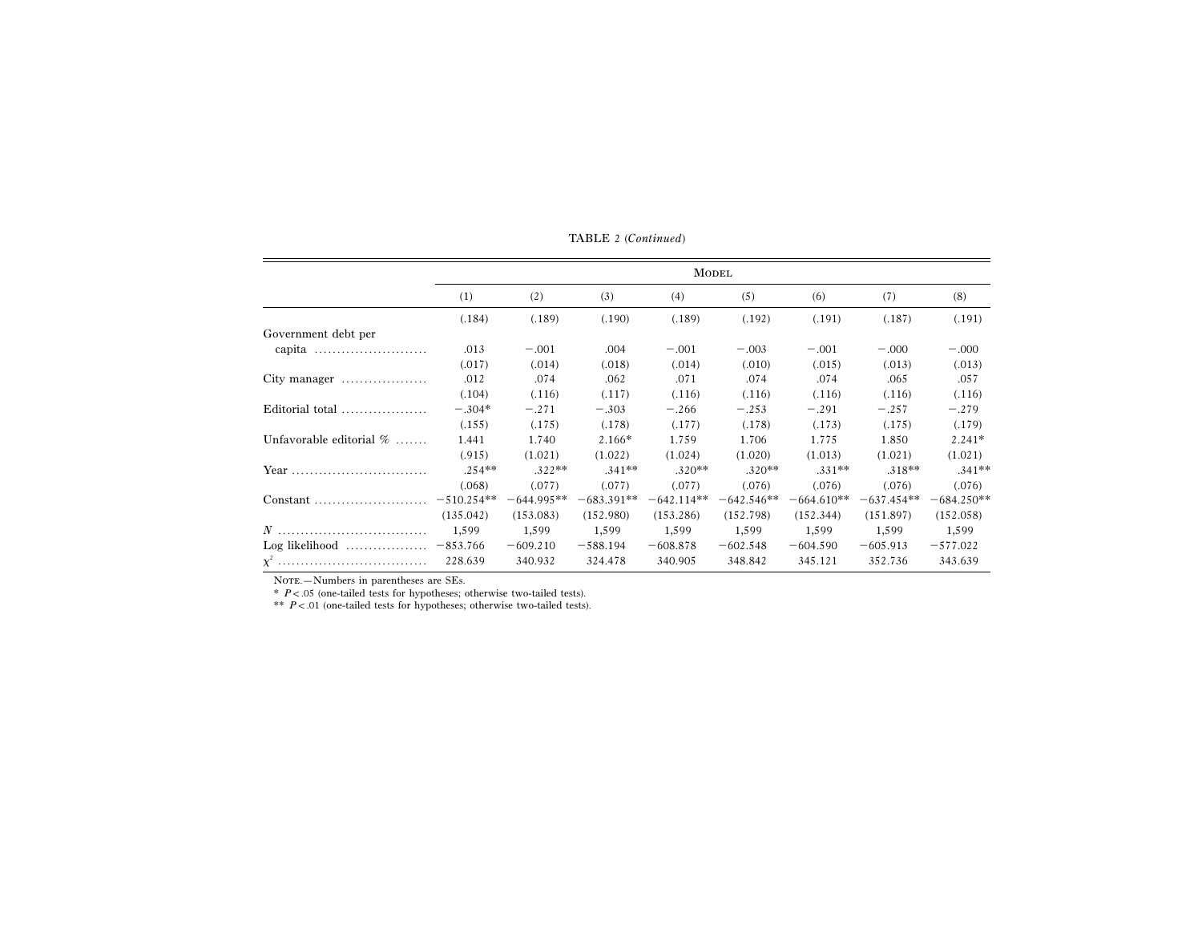TABLE 2 (*Continued*)

| | Model | | | | | | | |
|---|---|---|---|---|---|---|---|---|
| | (1) | (2) | (3) | (4) | (5) | (6) | (7) | (8) |
| | (.184) | (.189) | (.190) | (.189) | (.192) | (.191) | (.187) | (.191) |
| Government debt per capita | .013 | −.001 | .004 | −.001 | −.003 | −.001 | −.000 | −.000 |
| | (.017) | (.014) | (.018) | (.014) | (.010) | (.015) | (.013) | (.013) |
| City manager | .012 | .074 | .062 | .071 | .074 | .074 | .065 | .057 |
| | (.104) | (.116) | (.117) | (.116) | (.116) | (.116) | (.116) | (.116) |
| Editorial total | −.304* | −.271 | −.303 | −.266 | −.253 | −.291 | −.257 | −.279 |
| | (.155) | (.175) | (.178) | (.177) | (.178) | (.173) | (.175) | (.179) |
| Unfavorable editorial % | 1.441 | 1.740 | 2.166* | 1.759 | 1.706 | 1.775 | 1.850 | 2.241* |
| | (.915) | (1.021) | (1.022) | (1.024) | (1.020) | (1.013) | (1.021) | (1.021) |
| Year | .254** | .322** | .341** | .320** | .320** | .331** | .318** | .341** |
| | (.068) | (.077) | (.077) | (.077) | (.076) | (.076) | (.076) | (.076) |
| Constant | −510.254** | −644.995** | −683.391** | −642.114** | −642.546** | −664.610** | −637.454** | −684.250** |
| | (135.042) | (153.083) | (152.980) | (153.286) | (152.798) | (152.344) | (151.897) | (152.058) |
| $N$ | 1,599 | 1,599 | 1,599 | 1,599 | 1,599 | 1,599 | 1,599 | 1,599 |
| Log likelihood | −853.766 | −609.210 | −588.194 | −608.878 | −602.548 | −604.590 | −605.913 | −577.022 |
| $\chi^2$ | 228.639 | 340.932 | 324.478 | 340.905 | 348.842 | 345.121 | 352.736 | 343.639 |

Note.—Numbers in parentheses are SEs.

\* $P < .05$ (one-tailed tests for hypotheses; otherwise two-tailed tests).

\*\* $P < .01$ (one-tailed tests for hypotheses; otherwise two-tailed tests).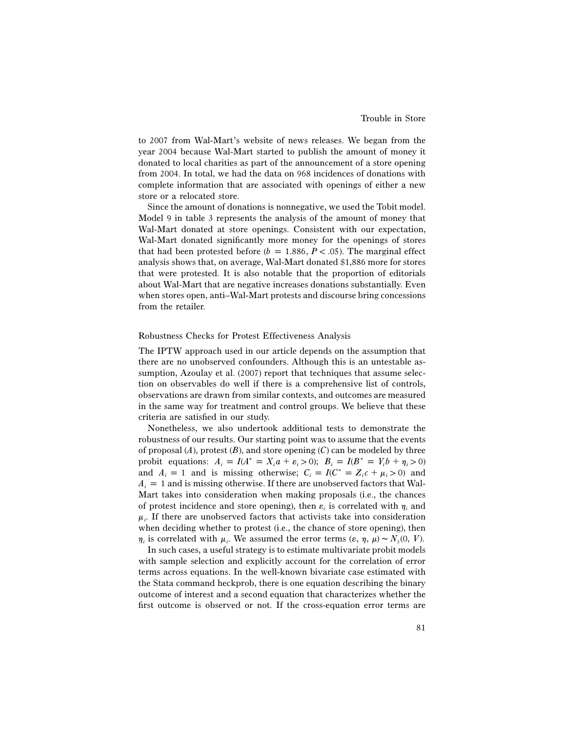to 2007 from Wal-Mart's website of news releases. We began from the year 2004 because Wal-Mart started to publish the amount of money it donated to local charities as part of the announcement of a store opening from 2004. In total, we had the data on 968 incidences of donations with complete information that are associated with openings of either a new store or a relocated store.

Since the amount of donations is nonnegative, we used the Tobit model. Model 9 in table 3 represents the analysis of the amount of money that Wal-Mart donated at store openings. Consistent with our expectation, Wal-Mart donated significantly more money for the openings of stores that had been protested before ($b = 1.886$, $P < .05$). The marginal effect analysis shows that, on average, Wal-Mart donated $1,886 more for stores that were protested. It is also notable that the proportion of editorials about Wal-Mart that are negative increases donations substantially. Even when stores open, anti–Wal-Mart protests and discourse bring concessions from the retailer.

## Robustness Checks for Protest Effectiveness Analysis

The IPTW approach used in our article depends on the assumption that there are no unobserved confounders. Although this is an untestable assumption, Azoulay et al. (2007) report that techniques that assume selection on observables do well if there is a comprehensive list of controls, observations are drawn from similar contexts, and outcomes are measured in the same way for treatment and control groups. We believe that these criteria are satisfied in our study.

Nonetheless, we also undertook additional tests to demonstrate the robustness of our results. Our starting point was to assume that the events of proposal ($A$), protest ($B$), and store opening ($C$) can be modeled by three probit equations: $A_i = I(A^* = X_i a + \varepsilon_i > 0)$; $B_i = I(B^* = Y_i b + \eta_i > 0)$ and $A_i = 1$ and is missing otherwise; $C_i = I(C^* = Z_i c + \mu_i > 0)$ and $A_i = 1$ and is missing otherwise. If there are unobserved factors that Wal-Mart takes into consideration when making proposals (i.e., the chances of protest incidence and store opening), then $\varepsilon_i$ is correlated with $\eta_i$ and $\mu_i$. If there are unobserved factors that activists take into consideration when deciding whether to protest (i.e., the chance of store opening), then $\eta_i$ is correlated with $\mu_i$. We assumed the error terms $(\varepsilon, \eta, \mu) \sim N_3(0, V)$.

In such cases, a useful strategy is to estimate multivariate probit models with sample selection and explicitly account for the correlation of error terms across equations. In the well-known bivariate case estimated with the Stata command heckprob, there is one equation describing the binary outcome of interest and a second equation that characterizes whether the first outcome is observed or not. If the cross-equation error terms are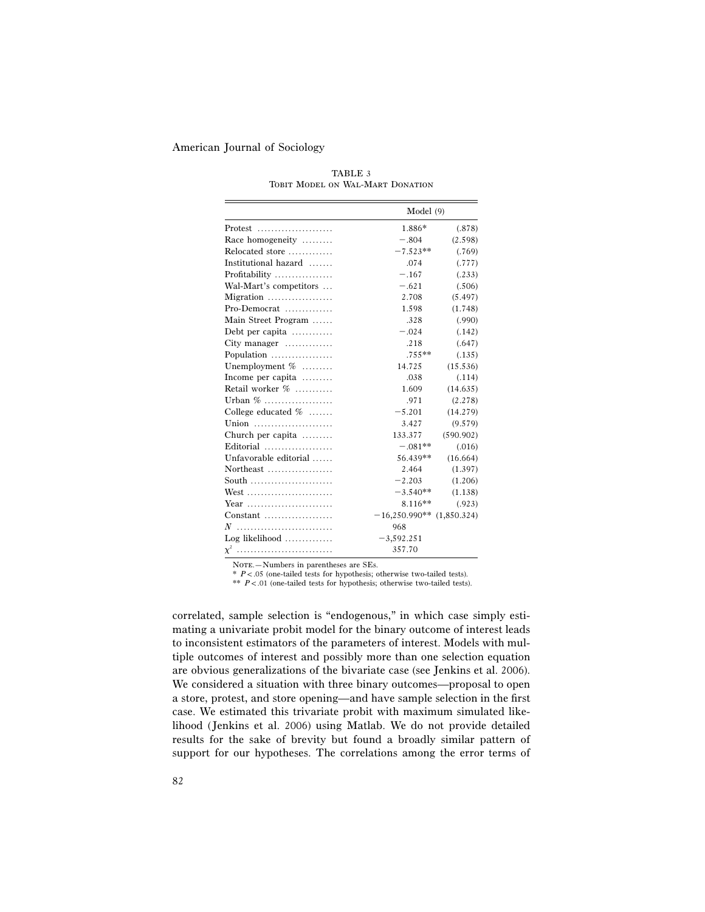TABLE 3
Tobit Model on Wal-Mart Donation

| | Model (9) | |
|---|---|---|
| Protest | 1.886* | (.878) |
| Race homogeneity | −.804 | (2.598) |
| Relocated store | −7.523** | (.769) |
| Institutional hazard | .074 | (.777) |
| Profitability | −.167 | (.233) |
| Wal-Mart's competitors | −.621 | (.506) |
| Migration | 2.708 | (5.497) |
| Pro-Democrat | 1.598 | (1.748) |
| Main Street Program | .328 | (.990) |
| Debt per capita | −.024 | (.142) |
| City manager | .218 | (.647) |
| Population | .755** | (.135) |
| Unemployment % | 14.725 | (15.536) |
| Income per capita | .038 | (.114) |
| Retail worker % | 1.609 | (14.635) |
| Urban % | .971 | (2.278) |
| College educated % | −5.201 | (14.279) |
| Union | 3.427 | (9.579) |
| Church per capita | 133.377 | (590.902) |
| Editorial | −.081** | (.016) |
| Unfavorable editorial | 56.439** | (16.664) |
| Northeast | 2.464 | (1.397) |
| South | −2.203 | (1.206) |
| West | −3.540** | (1.138) |
| Year | 8.116** | (.923) |
| Constant | −16,250.990** | (1,850.324) |
| $N$ | 968 | |
| Log likelihood | −3,592.251 | |
| $\chi^2$ | 357.70 | |

Note.—Numbers in parentheses are SEs.
* $P < .05$ (one-tailed tests for hypothesis; otherwise two-tailed tests).
** $P < .01$ (one-tailed tests for hypothesis; otherwise two-tailed tests).

correlated, sample selection is "endogenous," in which case simply estimating a univariate probit model for the binary outcome of interest leads to inconsistent estimators of the parameters of interest. Models with multiple outcomes of interest and possibly more than one selection equation are obvious generalizations of the bivariate case (see Jenkins et al. 2006). We considered a situation with three binary outcomes—proposal to open a store, protest, and store opening—and have sample selection in the first case. We estimated this trivariate probit with maximum simulated likelihood (Jenkins et al. 2006) using Matlab. We do not provide detailed results for the sake of brevity but found a broadly similar pattern of support for our hypotheses. The correlations among the error terms of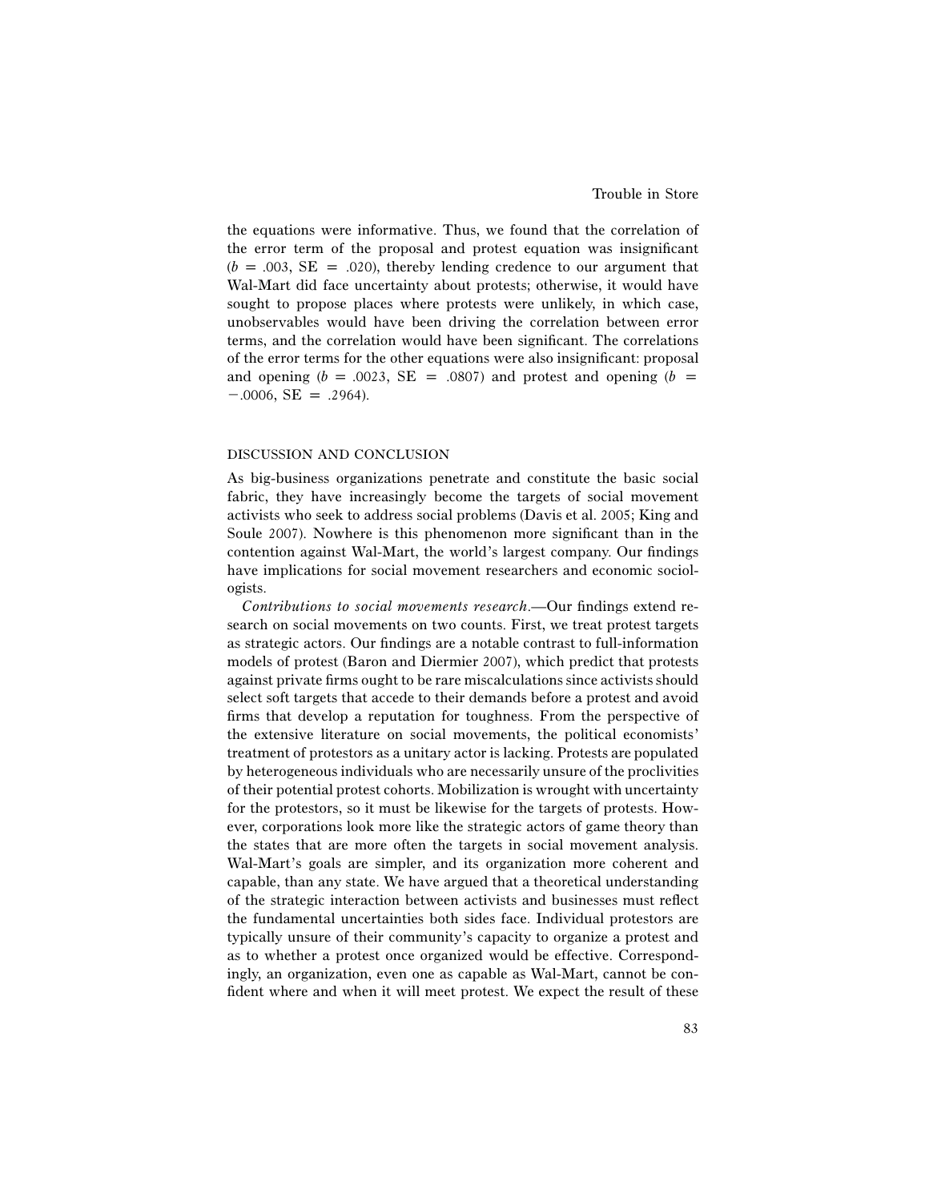the equations were informative. Thus, we found that the correlation of the error term of the proposal and protest equation was insignificant ($b = .003$, $SE = .020$), thereby lending credence to our argument that Wal-Mart did face uncertainty about protests; otherwise, it would have sought to propose places where protests were unlikely, in which case, unobservables would have been driving the correlation between error terms, and the correlation would have been significant. The correlations of the error terms for the other equations were also insignificant: proposal and opening ($b = .0023$, $SE = .0807$) and protest and opening ($b = -.0006$, $SE = .2964$).

## DISCUSSION AND CONCLUSION

As big-business organizations penetrate and constitute the basic social fabric, they have increasingly become the targets of social movement activists who seek to address social problems (Davis et al. 2005; King and Soule 2007). Nowhere is this phenomenon more significant than in the contention against Wal-Mart, the world's largest company. Our findings have implications for social movement researchers and economic sociologists.

*Contributions to social movements research*.—Our findings extend research on social movements on two counts. First, we treat protest targets as strategic actors. Our findings are a notable contrast to full-information models of protest (Baron and Diermier 2007), which predict that protests against private firms ought to be rare miscalculations since activists should select soft targets that accede to their demands before a protest and avoid firms that develop a reputation for toughness. From the perspective of the extensive literature on social movements, the political economists' treatment of protestors as a unitary actor is lacking. Protests are populated by heterogeneous individuals who are necessarily unsure of the proclivities of their potential protest cohorts. Mobilization is wrought with uncertainty for the protestors, so it must be likewise for the targets of protests. However, corporations look more like the strategic actors of game theory than the states that are more often the targets in social movement analysis. Wal-Mart's goals are simpler, and its organization more coherent and capable, than any state. We have argued that a theoretical understanding of the strategic interaction between activists and businesses must reflect the fundamental uncertainties both sides face. Individual protestors are typically unsure of their community's capacity to organize a protest and as to whether a protest once organized would be effective. Correspondingly, an organization, even one as capable as Wal-Mart, cannot be confident where and when it will meet protest. We expect the result of these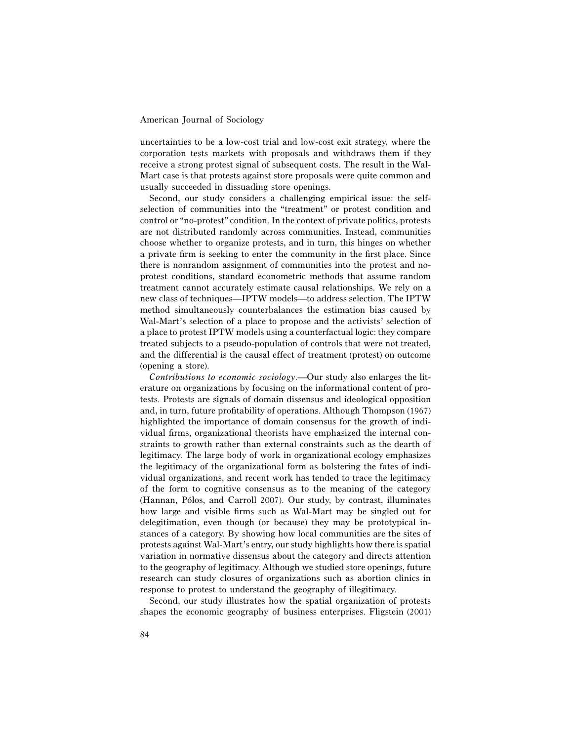uncertainties to be a low-cost trial and low-cost exit strategy, where the corporation tests markets with proposals and withdraws them if they receive a strong protest signal of subsequent costs. The result in the Wal-Mart case is that protests against store proposals were quite common and usually succeeded in dissuading store openings.

Second, our study considers a challenging empirical issue: the self-selection of communities into the "treatment" or protest condition and control or "no-protest" condition. In the context of private politics, protests are not distributed randomly across communities. Instead, communities choose whether to organize protests, and in turn, this hinges on whether a private firm is seeking to enter the community in the first place. Since there is nonrandom assignment of communities into the protest and no-protest conditions, standard econometric methods that assume random treatment cannot accurately estimate causal relationships. We rely on a new class of techniques—IPTW models—to address selection. The IPTW method simultaneously counterbalances the estimation bias caused by Wal-Mart's selection of a place to propose and the activists' selection of a place to protest IPTW models using a counterfactual logic: they compare treated subjects to a pseudo-population of controls that were not treated, and the differential is the causal effect of treatment (protest) on outcome (opening a store).

*Contributions to economic sociology*.—Our study also enlarges the literature on organizations by focusing on the informational content of protests. Protests are signals of domain dissensus and ideological opposition and, in turn, future profitability of operations. Although Thompson (1967) highlighted the importance of domain consensus for the growth of individual firms, organizational theorists have emphasized the internal constraints to growth rather than external constraints such as the dearth of legitimacy. The large body of work in organizational ecology emphasizes the legitimacy of the organizational form as bolstering the fates of individual organizations, and recent work has tended to trace the legitimacy of the form to cognitive consensus as to the meaning of the category (Hannan, Pólos, and Carroll 2007). Our study, by contrast, illuminates how large and visible firms such as Wal-Mart may be singled out for delegitimation, even though (or because) they may be prototypical instances of a category. By showing how local communities are the sites of protests against Wal-Mart's entry, our study highlights how there is spatial variation in normative dissensus about the category and directs attention to the geography of legitimacy. Although we studied store openings, future research can study closures of organizations such as abortion clinics in response to protest to understand the geography of illegitimacy.

Second, our study illustrates how the spatial organization of protests shapes the economic geography of business enterprises. Fligstein (2001)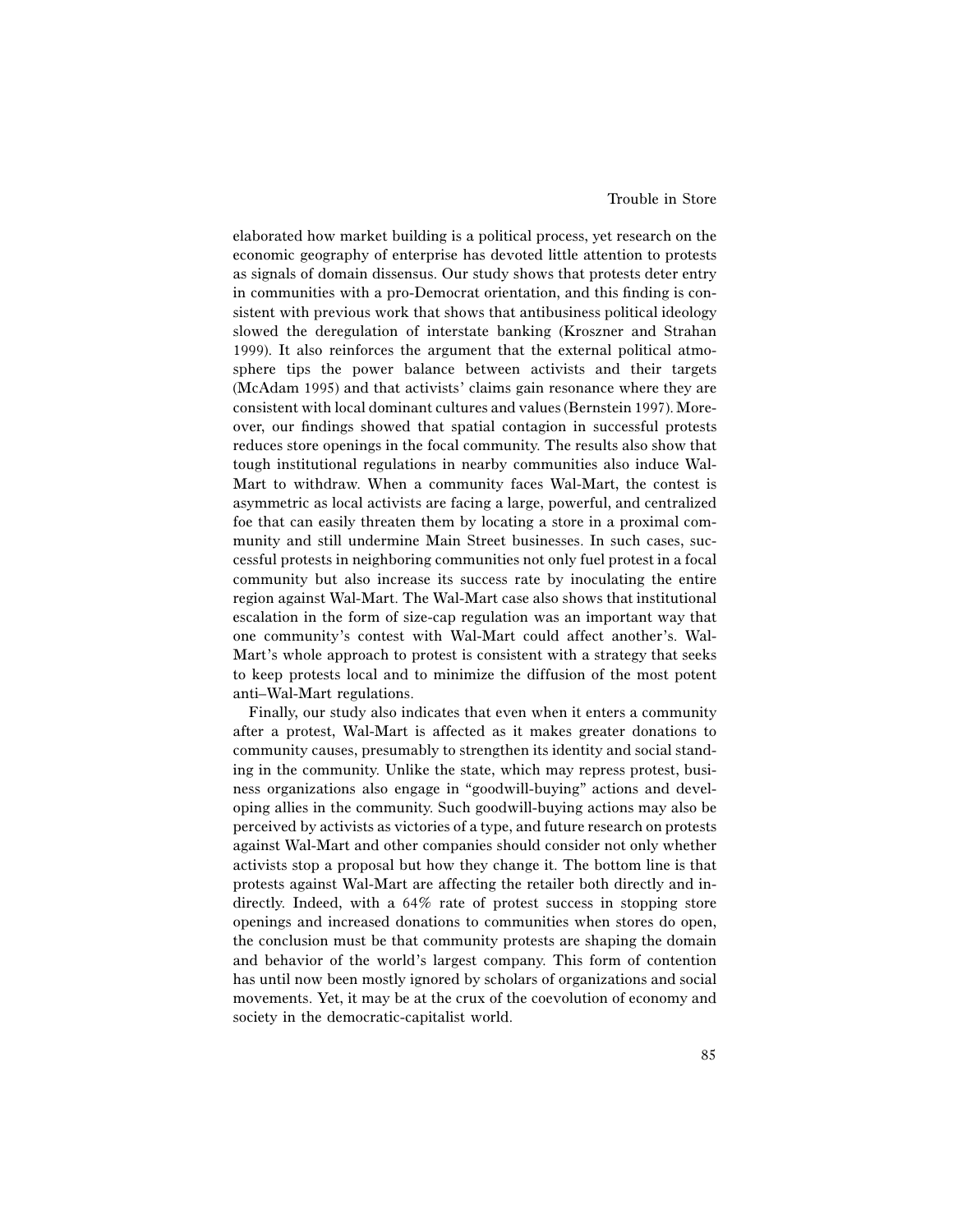elaborated how market building is a political process, yet research on the economic geography of enterprise has devoted little attention to protests as signals of domain dissensus. Our study shows that protests deter entry in communities with a pro-Democrat orientation, and this finding is consistent with previous work that shows that antibusiness political ideology slowed the deregulation of interstate banking (Kroszner and Strahan 1999). It also reinforces the argument that the external political atmosphere tips the power balance between activists and their targets (McAdam 1995) and that activists' claims gain resonance where they are consistent with local dominant cultures and values (Bernstein 1997). Moreover, our findings showed that spatial contagion in successful protests reduces store openings in the focal community. The results also show that tough institutional regulations in nearby communities also induce Wal-Mart to withdraw. When a community faces Wal-Mart, the contest is asymmetric as local activists are facing a large, powerful, and centralized foe that can easily threaten them by locating a store in a proximal community and still undermine Main Street businesses. In such cases, successful protests in neighboring communities not only fuel protest in a focal community but also increase its success rate by inoculating the entire region against Wal-Mart. The Wal-Mart case also shows that institutional escalation in the form of size-cap regulation was an important way that one community's contest with Wal-Mart could affect another's. Wal-Mart's whole approach to protest is consistent with a strategy that seeks to keep protests local and to minimize the diffusion of the most potent anti–Wal-Mart regulations.

Finally, our study also indicates that even when it enters a community after a protest, Wal-Mart is affected as it makes greater donations to community causes, presumably to strengthen its identity and social standing in the community. Unlike the state, which may repress protest, business organizations also engage in "goodwill-buying" actions and developing allies in the community. Such goodwill-buying actions may also be perceived by activists as victories of a type, and future research on protests against Wal-Mart and other companies should consider not only whether activists stop a proposal but how they change it. The bottom line is that protests against Wal-Mart are affecting the retailer both directly and indirectly. Indeed, with a 64% rate of protest success in stopping store openings and increased donations to communities when stores do open, the conclusion must be that community protests are shaping the domain and behavior of the world's largest company. This form of contention has until now been mostly ignored by scholars of organizations and social movements. Yet, it may be at the crux of the coevolution of economy and society in the democratic-capitalist world.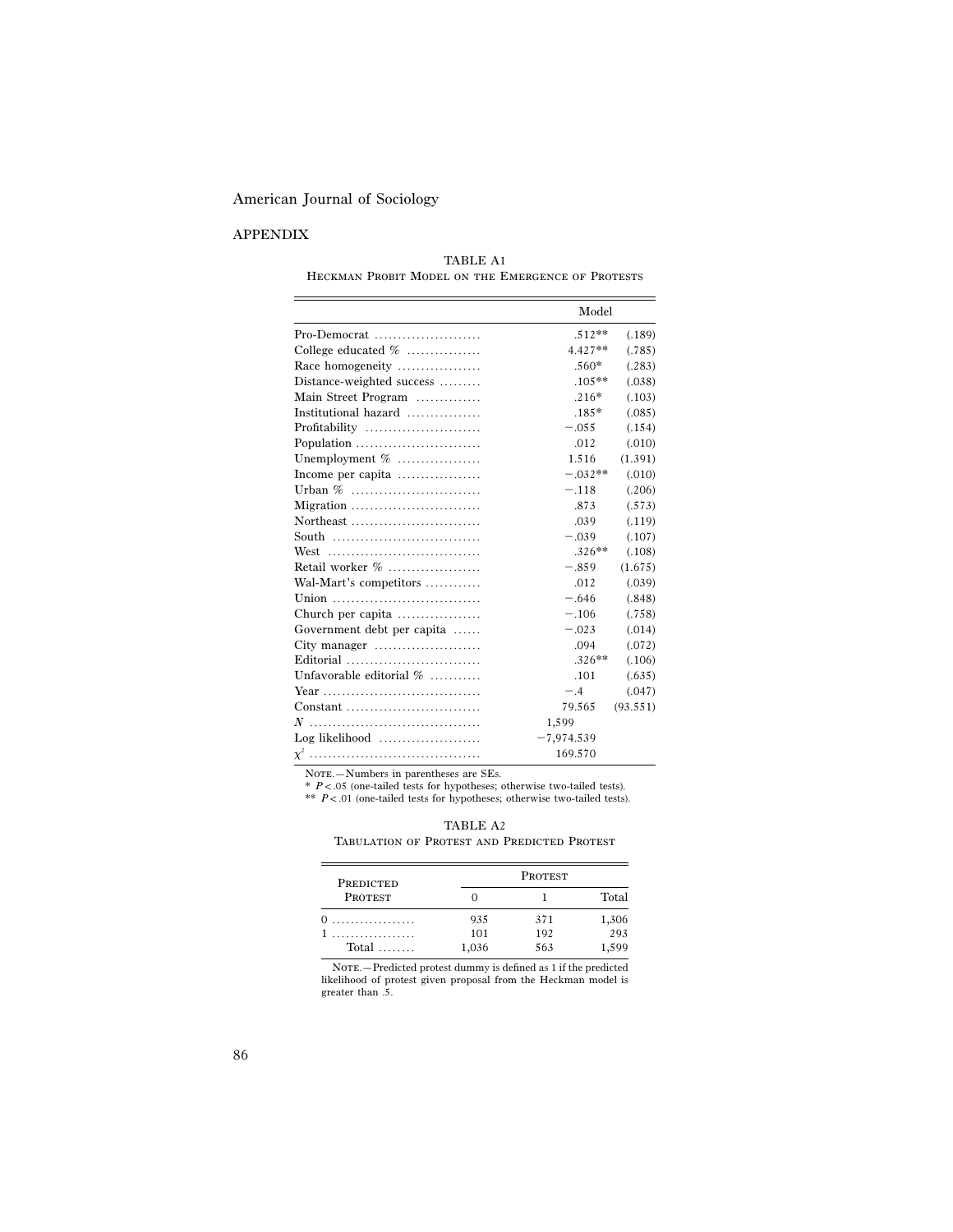## APPENDIX

TABLE A1
HECKMAN PROBIT MODEL ON THE EMERGENCE OF PROTESTS

| | Model | |
|---|---|---|
| Pro-Democrat | .512** | (.189) |
| College educated % | 4.427** | (.785) |
| Race homogeneity | .560* | (.283) |
| Distance-weighted success | .105** | (.038) |
| Main Street Program | .216* | (.103) |
| Institutional hazard | .185* | (.085) |
| Profitability | −.055 | (.154) |
| Population | .012 | (.010) |
| Unemployment % | 1.516 | (1.391) |
| Income per capita | −.032** | (.010) |
| Urban % | −.118 | (.206) |
| Migration | .873 | (.573) |
| Northeast | .039 | (.119) |
| South | −.039 | (.107) |
| West | .326** | (.108) |
| Retail worker % | −.859 | (1.675) |
| Wal-Mart's competitors | .012 | (.039) |
| Union | −.646 | (.848) |
| Church per capita | −.106 | (.758) |
| Government debt per capita | −.023 | (.014) |
| City manager | .094 | (.072) |
| Editorial | .326** | (.106) |
| Unfavorable editorial % | .101 | (.635) |
| Year | −.4 | (.047) |
| Constant | 79.565 | (93.551) |
| $N$ | 1,599 | |
| Log likelihood | −7,974.539 | |
| $\chi^2$ | 169.570 | |

NOTE.—Numbers in parentheses are SEs.
\* $P < .05$ (one-tailed tests for hypotheses; otherwise two-tailed tests).
\** $P < .01$ (one-tailed tests for hypotheses; otherwise two-tailed tests).

TABLE A2
TABULATION OF PROTEST AND PREDICTED PROTEST

| PREDICTED PROTEST | PROTEST 0 | PROTEST 1 | Total |
|---|---|---|---|
| 0 | 935 | 371 | 1,306 |
| 1 | 101 | 192 | 293 |
| Total | 1,036 | 563 | 1,599 |

NOTE.—Predicted protest dummy is defined as 1 if the predicted likelihood of protest given proposal from the Heckman model is greater than .5.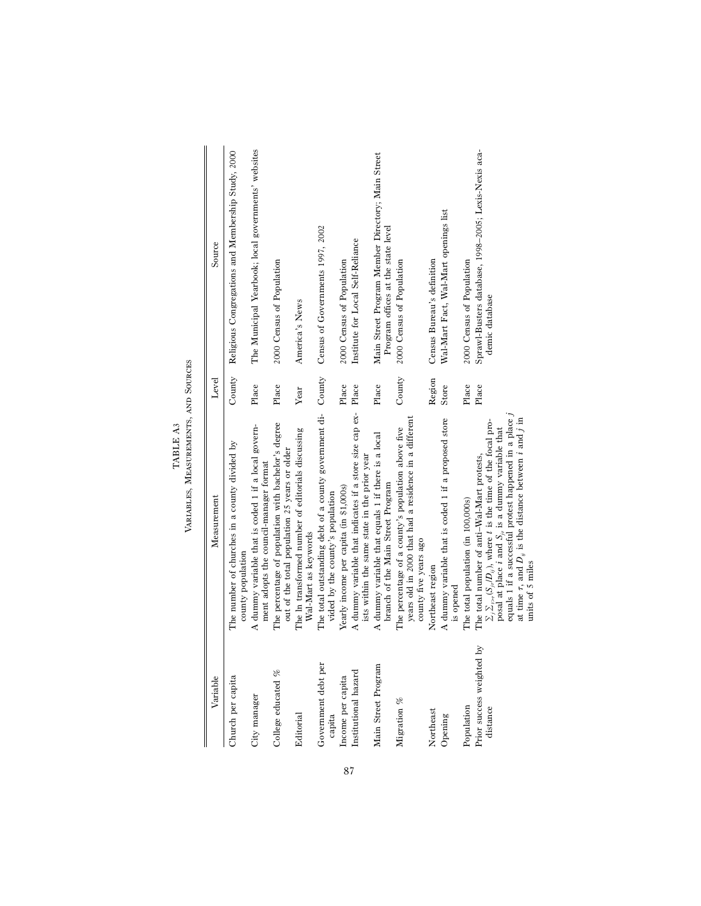TABLE A3

Variables, Measurements, and Sources

| Variable | Measurement | Level | Source |
|---|---|---|---|
| Church per capita | The number of churches in a county divided by county population | County | Religious Congregations and Membership Study, 2000 |
| City manager | A dummy variable that is coded 1 if a local government adopts the council-manager format | Place | The Municipal Yearbook; local governments' websites |
| College educated % | The percentage of population with bachelor's degree out of the total population 25 years or older | Place | 2000 Census of Population |
| Editorial | The ln transformed number of editorials discussing Wal-Mart as keywords | Year | America's News |
| Government debt per capita | The total outstanding debt of a county government divided by the county's population | County | Census of Governments 1997, 2002 |
| Income per capita | Yearly income per capita (in \$1,000s) | Place | 2000 Census of Population |
| Institutional hazard | A dummy variable that indicates if a store size cap exists within the same state in the prior year | Place | Institute for Local Self-Reliance |
| Main Street Program | A dummy variable that equals 1 if there is a local branch of the Main Street Program | Place | Main Street Program Member Directory; Main Street Program offices at the state level |
| Migration % | The percentage of a county's population above five years old in 2000 that had a residence in a different county five years ago | County | 2000 Census of Population |
| Northeast | Northeast region | Region | Census Bureau's definition |
| Opening | A dummy variable that is coded 1 if a proposed store is opened | Store | Wal-Mart Fact, Wal-Mart openings list |
| Population | The total population (in 100,000s) | Place | 2000 Census of Population |
| Prior success weighted by distance | The total number of anti–Wal-Mart protests, $\sum_j \sum_{t>\tau}(S_{j\tau}/D_{ij})$, where $t$ is the time of the focal proposal at place $i$ and $S_{j\tau}$ is a dummy variable that equals 1 if a successful protest happened in a place $j$ at time $\tau$, and $D_{ij}$ is the distance between $i$ and $j$ in units of 5 miles | Place | Sprawl-Busters database, 1998–2005; Lexis-Nexis academic database |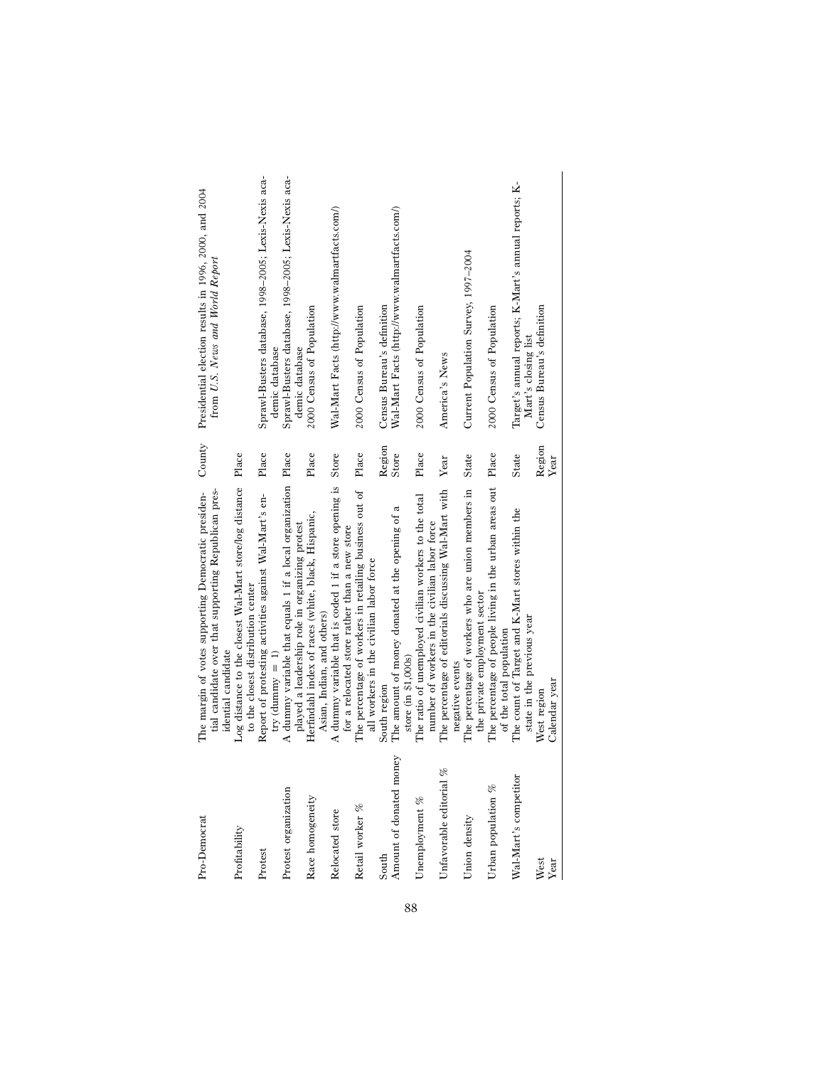| | | | |
|---|---|---|---|
| Pro-Democrat | The margin of votes supporting Democratic presidential candidate over that supporting Republican presidential candidate | County | Presidential election results in 1996, 2000, and 2004 from *U.S. News and World Report* |
| Profitability | Log distance to the closest Wal-Mart store/log distance to the closest distribution center | Place | |
| Protest | Report of protesting activities against Wal-Mart's entry (dummy = 1) | Place | Sprawl-Busters database, 1998–2005; Lexis-Nexis academic database |
| Protest organization | A dummy variable that equals 1 if a local organization played a leadership role in organizing protest | Place | Sprawl-Busters database, 1998–2005; Lexis-Nexis academic database |
| Race homogeneity | Herfindahl index of races (white, black, Hispanic, Asian, Indian, and others) | Place | 2000 Census of Population |
| Relocated store | A dummy variable that is coded 1 if a store opening is for a relocated store rather than a new store | Store | Wal-Mart Facts (http://www.walmartfacts.com/) |
| Retail worker % | The percentage of workers in retailing business out of all workers in the civilian labor force | Place | 2000 Census of Population |
| South | South region | Region | Census Bureau's definition |
| Amount of donated money | The amount of money donated at the opening of a store (in $1,000s) | Store | Wal-Mart Facts (http://www.walmartfacts.com/) |
| Unemployment % | The ratio of unemployed civilian workers to the total number of workers in the civilian labor force | Place | 2000 Census of Population |
| Unfavorable editorial % | The percentage of editorials discussing Wal-Mart with negative events | Year | America's News |
| Union density | The percentage of workers who are union members in the private employment sector | State | Current Population Survey, 1997–2004 |
| Urban population % | The percentage of people living in the urban areas out of the total population | Place | 2000 Census of Population |
| Wal-Mart's competitor | The count of Target and K-Mart stores within the state in the previous year | State | Target's annual reports; K-Mart's annual reports; K-Mart's closing list |
| West | West region | Region | Census Bureau's definition |
| Year | Calendar year | Year | |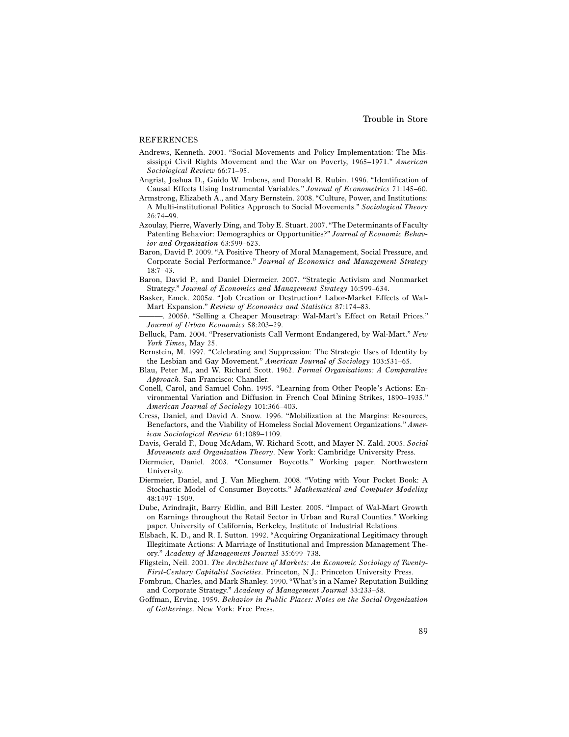## REFERENCES

Andrews, Kenneth. 2001. "Social Movements and Policy Implementation: The Mississippi Civil Rights Movement and the War on Poverty, 1965–1971." *American Sociological Review* 66:71–95.

Angrist, Joshua D., Guido W. Imbens, and Donald B. Rubin. 1996. "Identification of Causal Effects Using Instrumental Variables." *Journal of Econometrics* 71:145–60.

Armstrong, Elizabeth A., and Mary Bernstein. 2008. "Culture, Power, and Institutions: A Multi-institutional Politics Approach to Social Movements." *Sociological Theory* 26:74–99.

Azoulay, Pierre, Waverly Ding, and Toby E. Stuart. 2007. "The Determinants of Faculty Patenting Behavior: Demographics or Opportunities?" *Journal of Economic Behavior and Organization* 63:599–623.

Baron, David P. 2009. "A Positive Theory of Moral Management, Social Pressure, and Corporate Social Performance." *Journal of Economics and Management Strategy* 18:7–43.

Baron, David P., and Daniel Diermeier. 2007. "Strategic Activism and Nonmarket Strategy." *Journal of Economics and Management Strategy* 16:599–634.

Basker, Emek. 2005*a*. "Job Creation or Destruction? Labor-Market Effects of Wal-Mart Expansion." *Review of Economics and Statistics* 87:174–83.

———. 2005*b*. "Selling a Cheaper Mousetrap: Wal-Mart's Effect on Retail Prices." *Journal of Urban Economics* 58:203–29.

Belluck, Pam. 2004. "Preservationists Call Vermont Endangered, by Wal-Mart." *New York Times*, May 25.

Bernstein, M. 1997. "Celebrating and Suppression: The Strategic Uses of Identity by the Lesbian and Gay Movement." *American Journal of Sociology* 103:531–65.

Blau, Peter M., and W. Richard Scott. 1962. *Formal Organizations: A Comparative Approach*. San Francisco: Chandler.

Conell, Carol, and Samuel Cohn. 1995. "Learning from Other People's Actions: Environmental Variation and Diffusion in French Coal Mining Strikes, 1890–1935." *American Journal of Sociology* 101:366–403.

Cress, Daniel, and David A. Snow. 1996. "Mobilization at the Margins: Resources, Benefactors, and the Viability of Homeless Social Movement Organizations." *American Sociological Review* 61:1089–1109.

Davis, Gerald F., Doug McAdam, W. Richard Scott, and Mayer N. Zald. 2005. *Social Movements and Organization Theory*. New York: Cambridge University Press.

Diermeier, Daniel. 2003. "Consumer Boycotts." Working paper. Northwestern University.

Diermeier, Daniel, and J. Van Mieghem. 2008. "Voting with Your Pocket Book: A Stochastic Model of Consumer Boycotts." *Mathematical and Computer Modeling* 48:1497–1509.

Dube, Arindrajit, Barry Eidlin, and Bill Lester. 2005. "Impact of Wal-Mart Growth on Earnings throughout the Retail Sector in Urban and Rural Counties." Working paper. University of California, Berkeley, Institute of Industrial Relations.

Elsbach, K. D., and R. I. Sutton. 1992. "Acquiring Organizational Legitimacy through Illegitimate Actions: A Marriage of Institutional and Impression Management Theory." *Academy of Management Journal* 35:699–738.

Fligstein, Neil. 2001. *The Architecture of Markets: An Economic Sociology of Twenty-First-Century Capitalist Societies*. Princeton, N.J.: Princeton University Press.

Fombrun, Charles, and Mark Shanley. 1990. "What's in a Name? Reputation Building and Corporate Strategy." *Academy of Management Journal* 33:233–58.

Goffman, Erving. 1959. *Behavior in Public Places: Notes on the Social Organization of Gatherings*. New York: Free Press.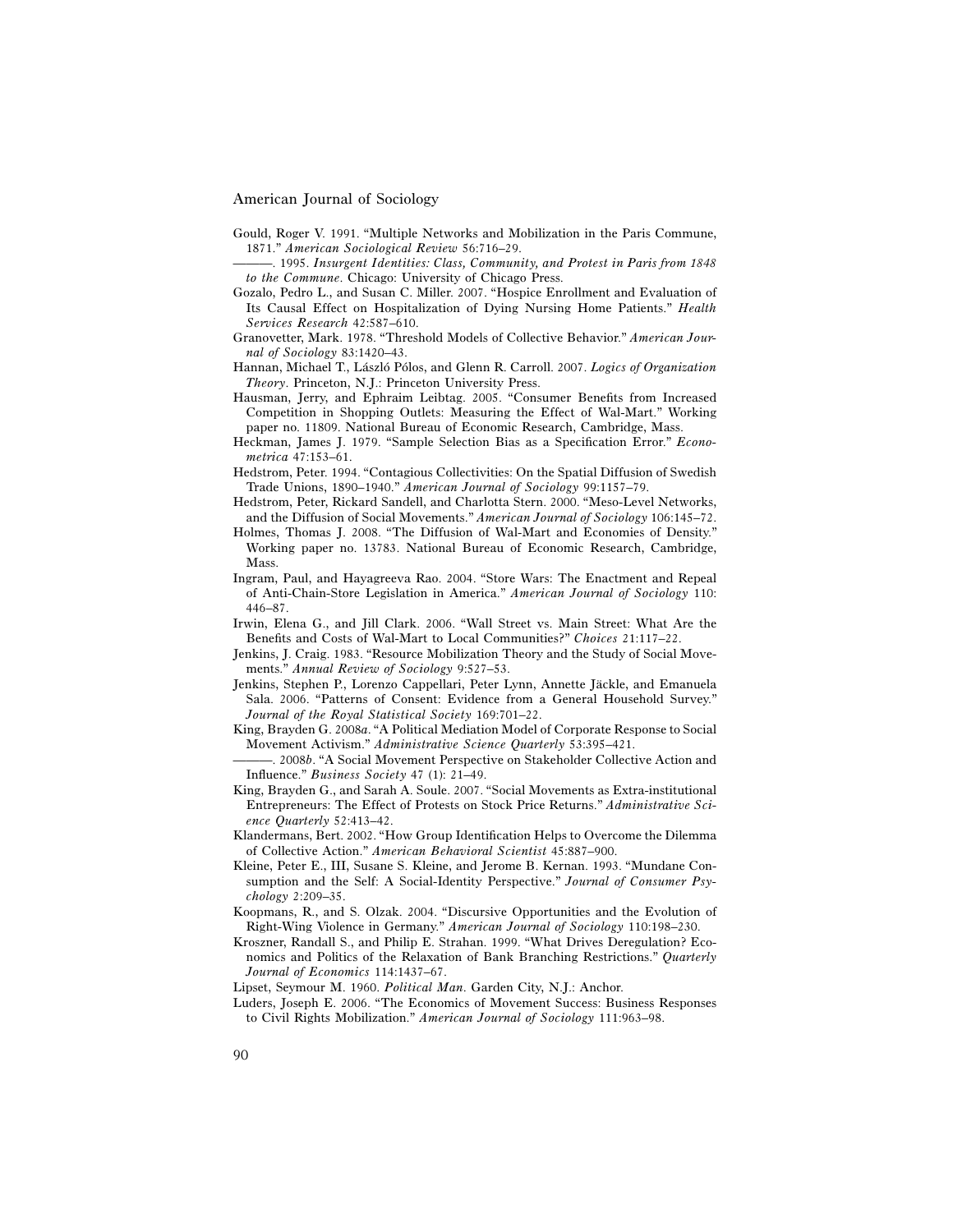Gould, Roger V. 1991. "Multiple Networks and Mobilization in the Paris Commune, 1871." *American Sociological Review* 56:716–29.

———. 1995. *Insurgent Identities: Class, Community, and Protest in Paris from 1848 to the Commune*. Chicago: University of Chicago Press.

Gozalo, Pedro L., and Susan C. Miller. 2007. "Hospice Enrollment and Evaluation of Its Causal Effect on Hospitalization of Dying Nursing Home Patients." *Health Services Research* 42:587–610.

Granovetter, Mark. 1978. "Threshold Models of Collective Behavior." *American Journal of Sociology* 83:1420–43.

Hannan, Michael T., László Pólos, and Glenn R. Carroll. 2007. *Logics of Organization Theory*. Princeton, N.J.: Princeton University Press.

Hausman, Jerry, and Ephraim Leibtag. 2005. "Consumer Benefits from Increased Competition in Shopping Outlets: Measuring the Effect of Wal-Mart." Working paper no. 11809. National Bureau of Economic Research, Cambridge, Mass.

Heckman, James J. 1979. "Sample Selection Bias as a Specification Error." *Econometrica* 47:153–61.

Hedstrom, Peter. 1994. "Contagious Collectivities: On the Spatial Diffusion of Swedish Trade Unions, 1890–1940." *American Journal of Sociology* 99:1157–79.

Hedstrom, Peter, Rickard Sandell, and Charlotta Stern. 2000. "Meso-Level Networks, and the Diffusion of Social Movements." *American Journal of Sociology* 106:145–72.

Holmes, Thomas J. 2008. "The Diffusion of Wal-Mart and Economies of Density." Working paper no. 13783. National Bureau of Economic Research, Cambridge, Mass.

Ingram, Paul, and Hayagreeva Rao. 2004. "Store Wars: The Enactment and Repeal of Anti-Chain-Store Legislation in America." *American Journal of Sociology* 110: 446–87.

Irwin, Elena G., and Jill Clark. 2006. "Wall Street vs. Main Street: What Are the Benefits and Costs of Wal-Mart to Local Communities?" *Choices* 21:117–22.

Jenkins, J. Craig. 1983. "Resource Mobilization Theory and the Study of Social Movements." *Annual Review of Sociology* 9:527–53.

Jenkins, Stephen P., Lorenzo Cappellari, Peter Lynn, Annette Jäckle, and Emanuela Sala. 2006. "Patterns of Consent: Evidence from a General Household Survey." *Journal of the Royal Statistical Society* 169:701–22.

King, Brayden G. 2008*a*. "A Political Mediation Model of Corporate Response to Social Movement Activism." *Administrative Science Quarterly* 53:395–421.

———. 2008*b*. "A Social Movement Perspective on Stakeholder Collective Action and Influence." *Business Society* 47 (1): 21–49.

King, Brayden G., and Sarah A. Soule. 2007. "Social Movements as Extra-institutional Entrepreneurs: The Effect of Protests on Stock Price Returns." *Administrative Science Quarterly* 52:413–42.

Klandermans, Bert. 2002. "How Group Identification Helps to Overcome the Dilemma of Collective Action." *American Behavioral Scientist* 45:887–900.

Kleine, Peter E., III, Susane S. Kleine, and Jerome B. Kernan. 1993. "Mundane Consumption and the Self: A Social-Identity Perspective." *Journal of Consumer Psychology* 2:209–35.

Koopmans, R., and S. Olzak. 2004. "Discursive Opportunities and the Evolution of Right-Wing Violence in Germany." *American Journal of Sociology* 110:198–230.

Kroszner, Randall S., and Philip E. Strahan. 1999. "What Drives Deregulation? Economics and Politics of the Relaxation of Bank Branching Restrictions." *Quarterly Journal of Economics* 114:1437–67.

Lipset, Seymour M. 1960. *Political Man*. Garden City, N.J.: Anchor.

Luders, Joseph E. 2006. "The Economics of Movement Success: Business Responses to Civil Rights Mobilization." *American Journal of Sociology* 111:963–98.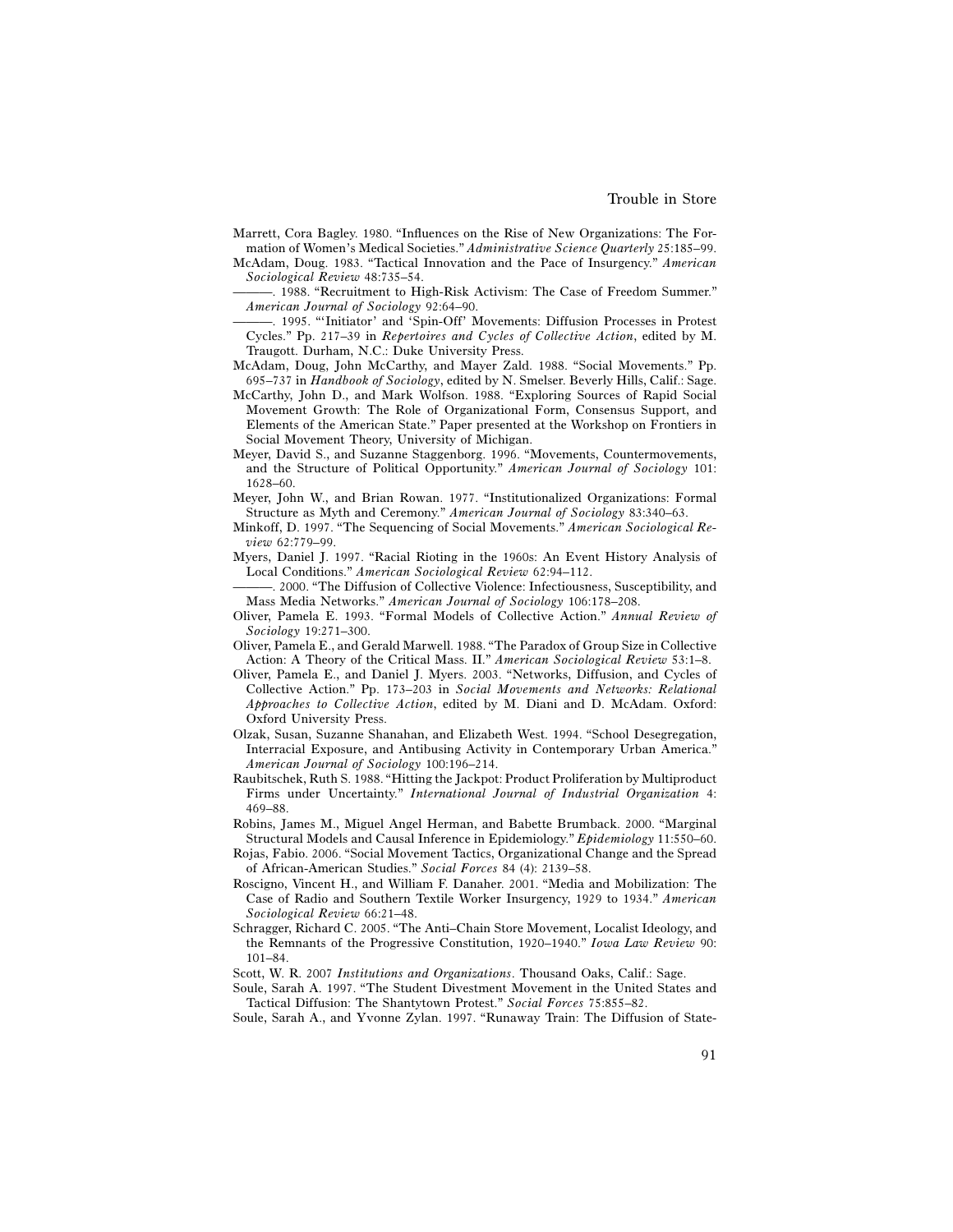Marrett, Cora Bagley. 1980. "Influences on the Rise of New Organizations: The Formation of Women's Medical Societies." *Administrative Science Quarterly* 25:185–99.

McAdam, Doug. 1983. "Tactical Innovation and the Pace of Insurgency." *American Sociological Review* 48:735–54.

———. 1988. "Recruitment to High-Risk Activism: The Case of Freedom Summer." *American Journal of Sociology* 92:64–90.

———. 1995. "'Initiator' and 'Spin-Off' Movements: Diffusion Processes in Protest Cycles." Pp. 217–39 in *Repertoires and Cycles of Collective Action*, edited by M. Traugott. Durham, N.C.: Duke University Press.

McAdam, Doug, John McCarthy, and Mayer Zald. 1988. "Social Movements." Pp. 695–737 in *Handbook of Sociology*, edited by N. Smelser. Beverly Hills, Calif.: Sage.

McCarthy, John D., and Mark Wolfson. 1988. "Exploring Sources of Rapid Social Movement Growth: The Role of Organizational Form, Consensus Support, and Elements of the American State." Paper presented at the Workshop on Frontiers in Social Movement Theory, University of Michigan.

Meyer, David S., and Suzanne Staggenborg. 1996. "Movements, Countermovements, and the Structure of Political Opportunity." *American Journal of Sociology* 101: 1628–60.

Meyer, John W., and Brian Rowan. 1977. "Institutionalized Organizations: Formal Structure as Myth and Ceremony." *American Journal of Sociology* 83:340–63.

Minkoff, D. 1997. "The Sequencing of Social Movements." *American Sociological Review* 62:779–99.

Myers, Daniel J. 1997. "Racial Rioting in the 1960s: An Event History Analysis of Local Conditions." *American Sociological Review* 62:94–112.

———. 2000. "The Diffusion of Collective Violence: Infectiousness, Susceptibility, and Mass Media Networks." *American Journal of Sociology* 106:178–208.

Oliver, Pamela E. 1993. "Formal Models of Collective Action." *Annual Review of Sociology* 19:271–300.

Oliver, Pamela E., and Gerald Marwell. 1988. "The Paradox of Group Size in Collective Action: A Theory of the Critical Mass. II." *American Sociological Review* 53:1–8.

Oliver, Pamela E., and Daniel J. Myers. 2003. "Networks, Diffusion, and Cycles of Collective Action." Pp. 173–203 in *Social Movements and Networks: Relational Approaches to Collective Action*, edited by M. Diani and D. McAdam. Oxford: Oxford University Press.

Olzak, Susan, Suzanne Shanahan, and Elizabeth West. 1994. "School Desegregation, Interracial Exposure, and Antibusing Activity in Contemporary Urban America." *American Journal of Sociology* 100:196–214.

Raubitschek, Ruth S. 1988. "Hitting the Jackpot: Product Proliferation by Multiproduct Firms under Uncertainty." *International Journal of Industrial Organization* 4: 469–88.

Robins, James M., Miguel Angel Herman, and Babette Brumback. 2000. "Marginal Structural Models and Causal Inference in Epidemiology." *Epidemiology* 11:550–60.

Rojas, Fabio. 2006. "Social Movement Tactics, Organizational Change and the Spread of African-American Studies." *Social Forces* 84 (4): 2139–58.

Roscigno, Vincent H., and William F. Danaher. 2001. "Media and Mobilization: The Case of Radio and Southern Textile Worker Insurgency, 1929 to 1934." *American Sociological Review* 66:21–48.

Schragger, Richard C. 2005. "The Anti–Chain Store Movement, Localist Ideology, and the Remnants of the Progressive Constitution, 1920–1940." *Iowa Law Review* 90: 101–84.

Scott, W. R. 2007 *Institutions and Organizations*. Thousand Oaks, Calif.: Sage.

Soule, Sarah A. 1997. "The Student Divestment Movement in the United States and Tactical Diffusion: The Shantytown Protest." *Social Forces* 75:855–82.

Soule, Sarah A., and Yvonne Zylan. 1997. "Runaway Train: The Diffusion of State-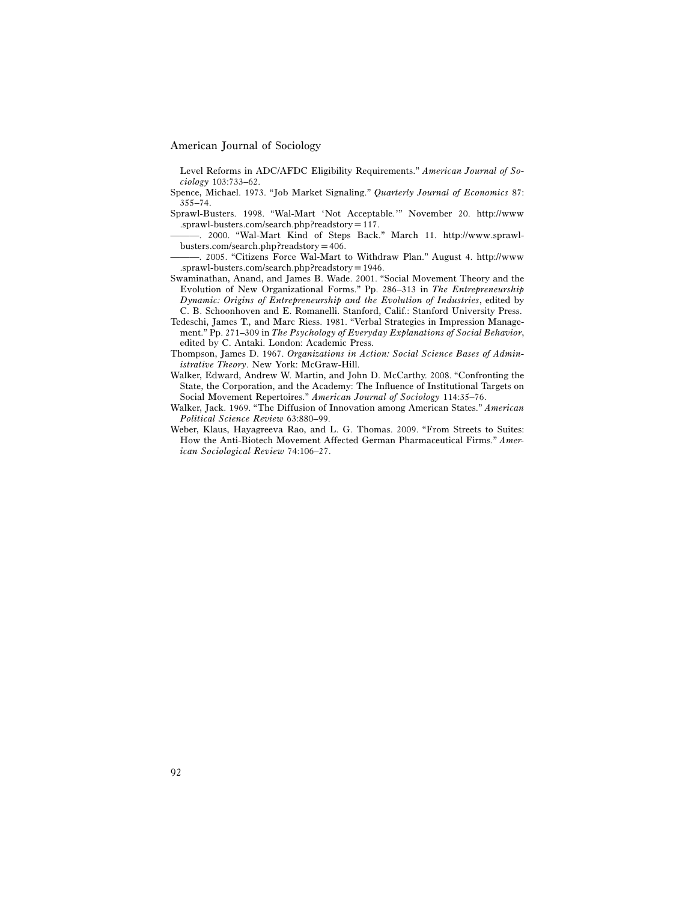Level Reforms in ADC/AFDC Eligibility Requirements." *American Journal of Sociology* 103:733–62.

Spence, Michael. 1973. "Job Market Signaling." *Quarterly Journal of Economics* 87: 355–74.

Sprawl-Busters. 1998. "Wal-Mart 'Not Acceptable.'" November 20. http://www.sprawl-busters.com/search.php?readstory=117.

———. 2000. "Wal-Mart Kind of Steps Back." March 11. http://www.sprawl-busters.com/search.php?readstory=406.

———. 2005. "Citizens Force Wal-Mart to Withdraw Plan." August 4. http://www.sprawl-busters.com/search.php?readstory=1946.

Swaminathan, Anand, and James B. Wade. 2001. "Social Movement Theory and the Evolution of New Organizational Forms." Pp. 286–313 in *The Entrepreneurship Dynamic: Origins of Entrepreneurship and the Evolution of Industries*, edited by C. B. Schoonhoven and E. Romanelli. Stanford, Calif.: Stanford University Press.

Tedeschi, James T., and Marc Riess. 1981. "Verbal Strategies in Impression Management." Pp. 271–309 in *The Psychology of Everyday Explanations of Social Behavior*, edited by C. Antaki. London: Academic Press.

Thompson, James D. 1967. *Organizations in Action: Social Science Bases of Administrative Theory*. New York: McGraw-Hill.

Walker, Edward, Andrew W. Martin, and John D. McCarthy. 2008. "Confronting the State, the Corporation, and the Academy: The Influence of Institutional Targets on Social Movement Repertoires." *American Journal of Sociology* 114:35–76.

Walker, Jack. 1969. "The Diffusion of Innovation among American States." *American Political Science Review* 63:880–99.

Weber, Klaus, Hayagreeva Rao, and L. G. Thomas. 2009. "From Streets to Suites: How the Anti-Biotech Movement Affected German Pharmaceutical Firms." *American Sociological Review* 74:106–27.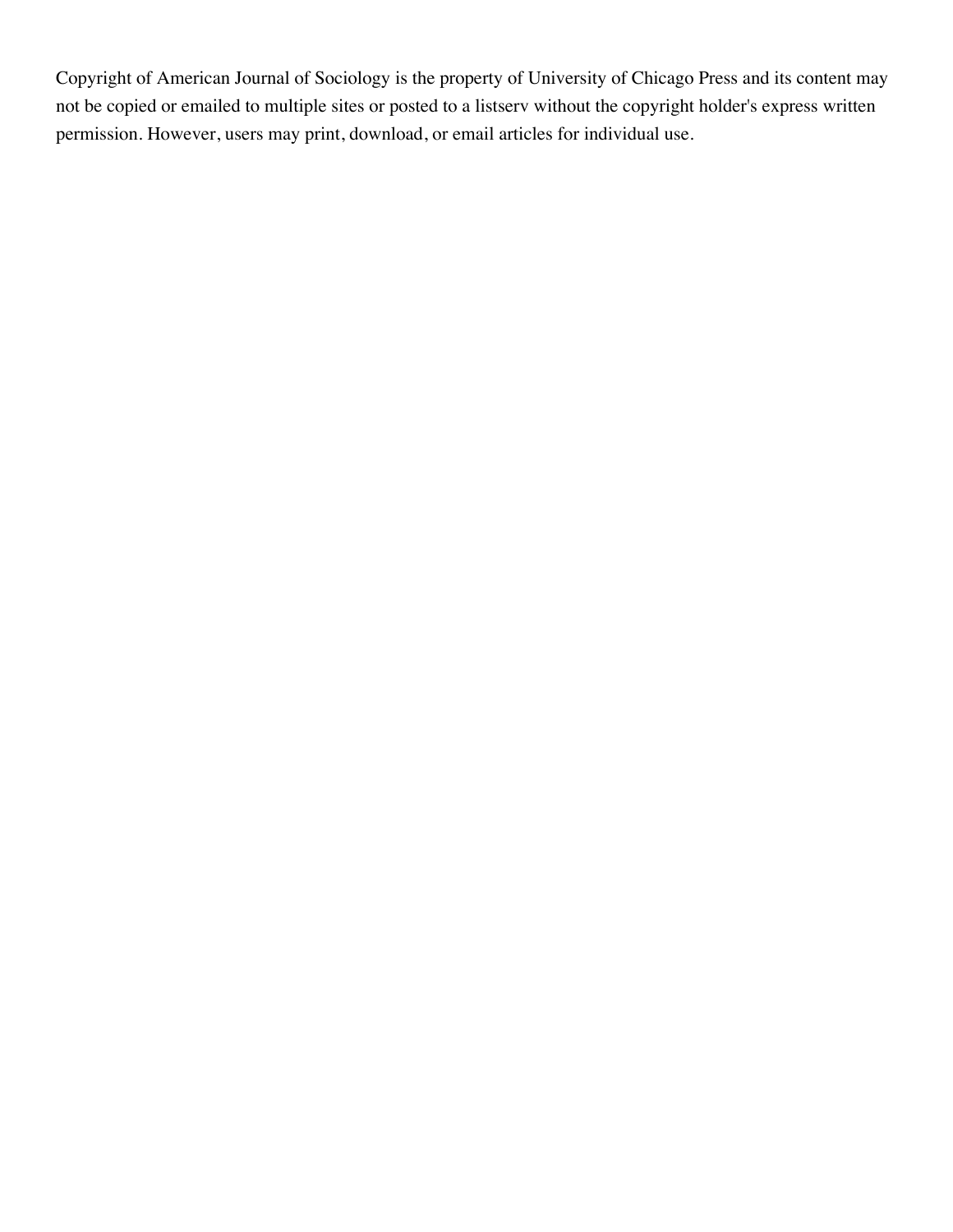Copyright of American Journal of Sociology is the property of University of Chicago Press and its content may not be copied or emailed to multiple sites or posted to a listserv without the copyright holder's express written permission. However, users may print, download, or email articles for individual use.